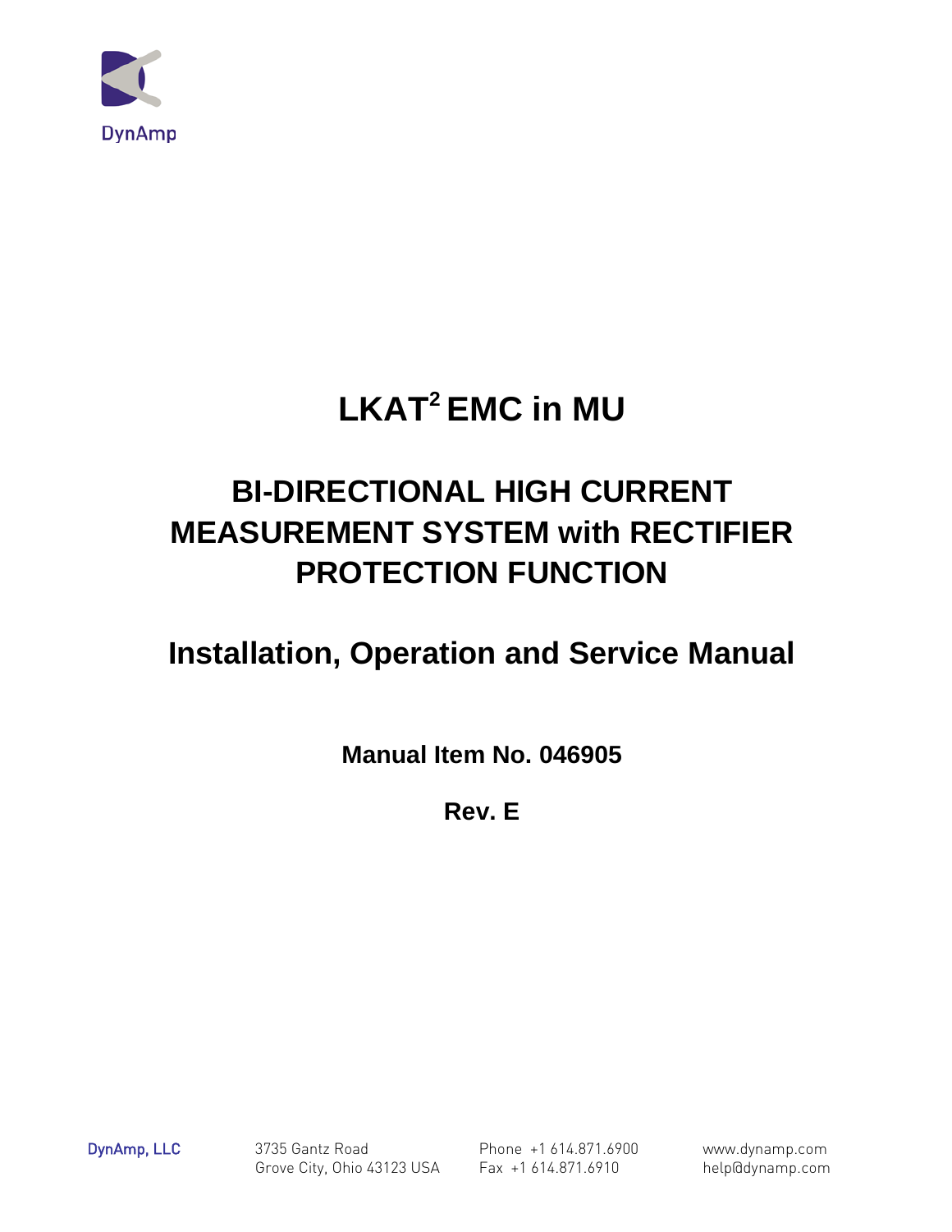DynAmp

# LKAT² EMC in MU

## BI-DIRECTIONAL HIGH CURRENT MEASUREMENT SYSTEM with RECTIFIER PROTECTION FUNCTION

## Installation, Operation and Service Manual

**Manual Item No. 046905**

**Rev. E**

DynAmp, LLC
3735 Gantz Road
Grove City, Ohio 43123 USA
Phone +1 614.871.6900
Fax +1 614.871.6910
www.dynamp.com
help@dynamp.com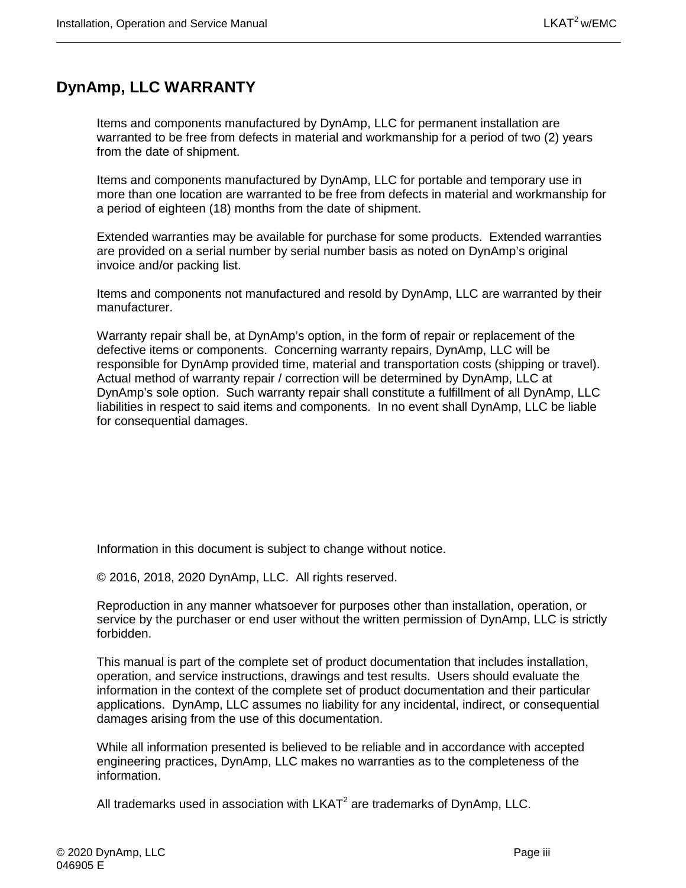# DynAmp, LLC WARRANTY

Items and components manufactured by DynAmp, LLC for permanent installation are warranted to be free from defects in material and workmanship for a period of two (2) years from the date of shipment.

Items and components manufactured by DynAmp, LLC for portable and temporary use in more than one location are warranted to be free from defects in material and workmanship for a period of eighteen (18) months from the date of shipment.

Extended warranties may be available for purchase for some products. Extended warranties are provided on a serial number by serial number basis as noted on DynAmp's original invoice and/or packing list.

Items and components not manufactured and resold by DynAmp, LLC are warranted by their manufacturer.

Warranty repair shall be, at DynAmp's option, in the form of repair or replacement of the defective items or components. Concerning warranty repairs, DynAmp, LLC will be responsible for DynAmp provided time, material and transportation costs (shipping or travel). Actual method of warranty repair / correction will be determined by DynAmp, LLC at DynAmp's sole option. Such warranty repair shall constitute a fulfillment of all DynAmp, LLC liabilities in respect to said items and components. In no event shall DynAmp, LLC be liable for consequential damages.

Information in this document is subject to change without notice.

© 2016, 2018, 2020 DynAmp, LLC. All rights reserved.

Reproduction in any manner whatsoever for purposes other than installation, operation, or service by the purchaser or end user without the written permission of DynAmp, LLC is strictly forbidden.

This manual is part of the complete set of product documentation that includes installation, operation, and service instructions, drawings and test results. Users should evaluate the information in the context of the complete set of product documentation and their particular applications. DynAmp, LLC assumes no liability for any incidental, indirect, or consequential damages arising from the use of this documentation.

While all information presented is believed to be reliable and in accordance with accepted engineering practices, DynAmp, LLC makes no warranties as to the completeness of the information.

All trademarks used in association with LKAT$^2$ are trademarks of DynAmp, LLC.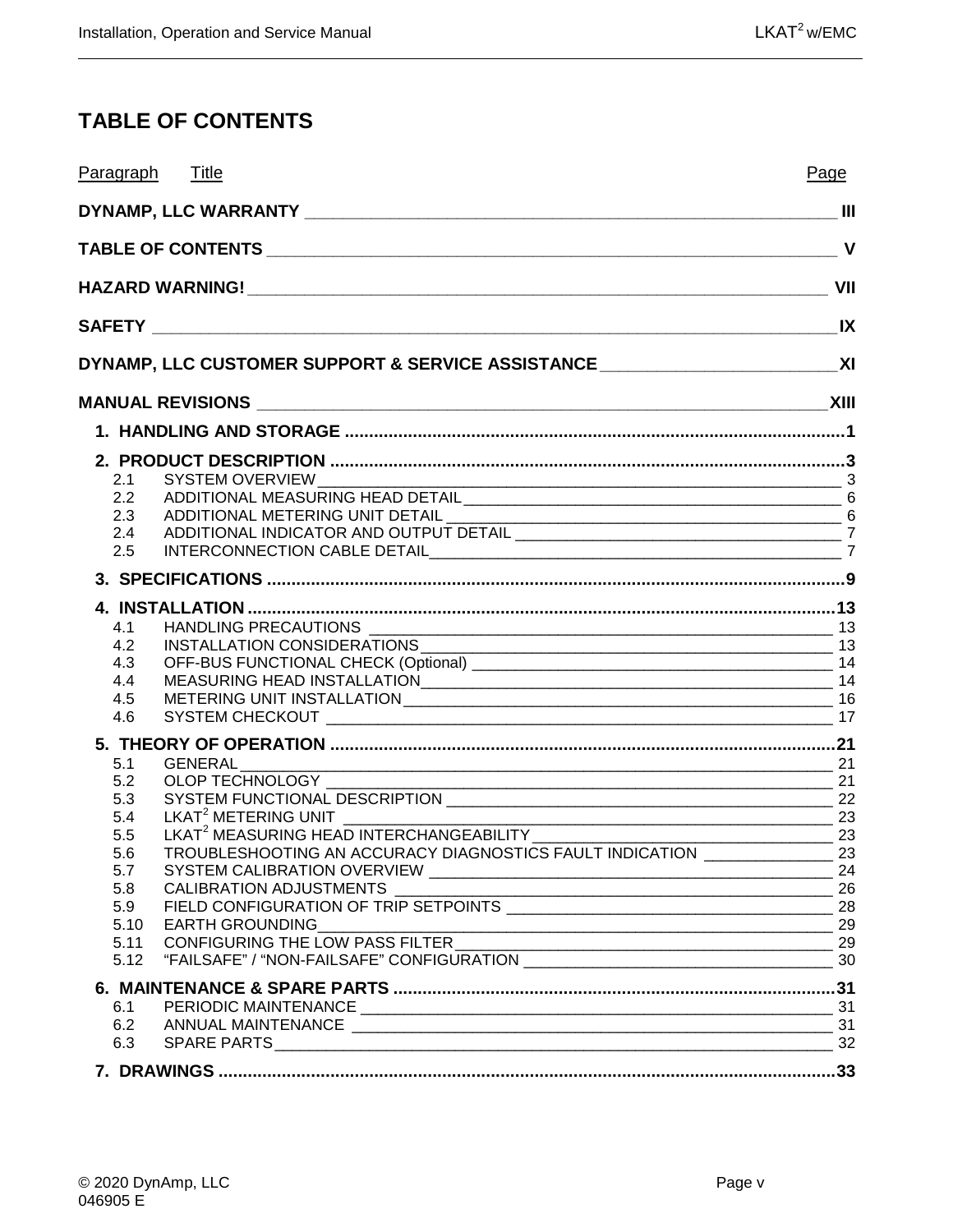# TABLE OF CONTENTS

| Paragraph | Title | Page |
|---|---|---|
| | **DYNAMP, LLC WARRANTY** | **III** |
| | **TABLE OF CONTENTS** | **V** |
| | **HAZARD WARNING!** | **VII** |
| | **SAFETY** | **IX** |
| | **DYNAMP, LLC CUSTOMER SUPPORT & SERVICE ASSISTANCE** | **XI** |
| | **MANUAL REVISIONS** | **XIII** |
| **1.** | **HANDLING AND STORAGE** | **1** |
| **2.** | **PRODUCT DESCRIPTION** | **3** |
| 2.1 | SYSTEM OVERVIEW | 3 |
| 2.2 | ADDITIONAL MEASURING HEAD DETAIL | 6 |
| 2.3 | ADDITIONAL METERING UNIT DETAIL | 6 |
| 2.4 | ADDITIONAL INDICATOR AND OUTPUT DETAIL | 7 |
| 2.5 | INTERCONNECTION CABLE DETAIL | 7 |
| **3.** | **SPECIFICATIONS** | **9** |
| **4.** | **INSTALLATION** | **13** |
| 4.1 | HANDLING PRECAUTIONS | 13 |
| 4.2 | INSTALLATION CONSIDERATIONS | 13 |
| 4.3 | OFF-BUS FUNCTIONAL CHECK (Optional) | 14 |
| 4.4 | MEASURING HEAD INSTALLATION | 14 |
| 4.5 | METERING UNIT INSTALLATION | 16 |
| 4.6 | SYSTEM CHECKOUT | 17 |
| **5.** | **THEORY OF OPERATION** | **21** |
| 5.1 | GENERAL | 21 |
| 5.2 | OLOP TECHNOLOGY | 21 |
| 5.3 | SYSTEM FUNCTIONAL DESCRIPTION | 22 |
| 5.4 | LKAT² METERING UNIT | 23 |
| 5.5 | LKAT² MEASURING HEAD INTERCHANGEABILITY | 23 |
| 5.6 | TROUBLESHOOTING AN ACCURACY DIAGNOSTICS FAULT INDICATION | 23 |
| 5.7 | SYSTEM CALIBRATION OVERVIEW | 24 |
| 5.8 | CALIBRATION ADJUSTMENTS | 26 |
| 5.9 | FIELD CONFIGURATION OF TRIP SETPOINTS | 28 |
| 5.10 | EARTH GROUNDING | 29 |
| 5.11 | CONFIGURING THE LOW PASS FILTER | 29 |
| 5.12 | "FAILSAFE" / "NON-FAILSAFE" CONFIGURATION | 30 |
| **6.** | **MAINTENANCE & SPARE PARTS** | **31** |
| 6.1 | PERIODIC MAINTENANCE | 31 |
| 6.2 | ANNUAL MAINTENANCE | 31 |
| 6.3 | SPARE PARTS | 32 |
| **7.** | **DRAWINGS** | **33** |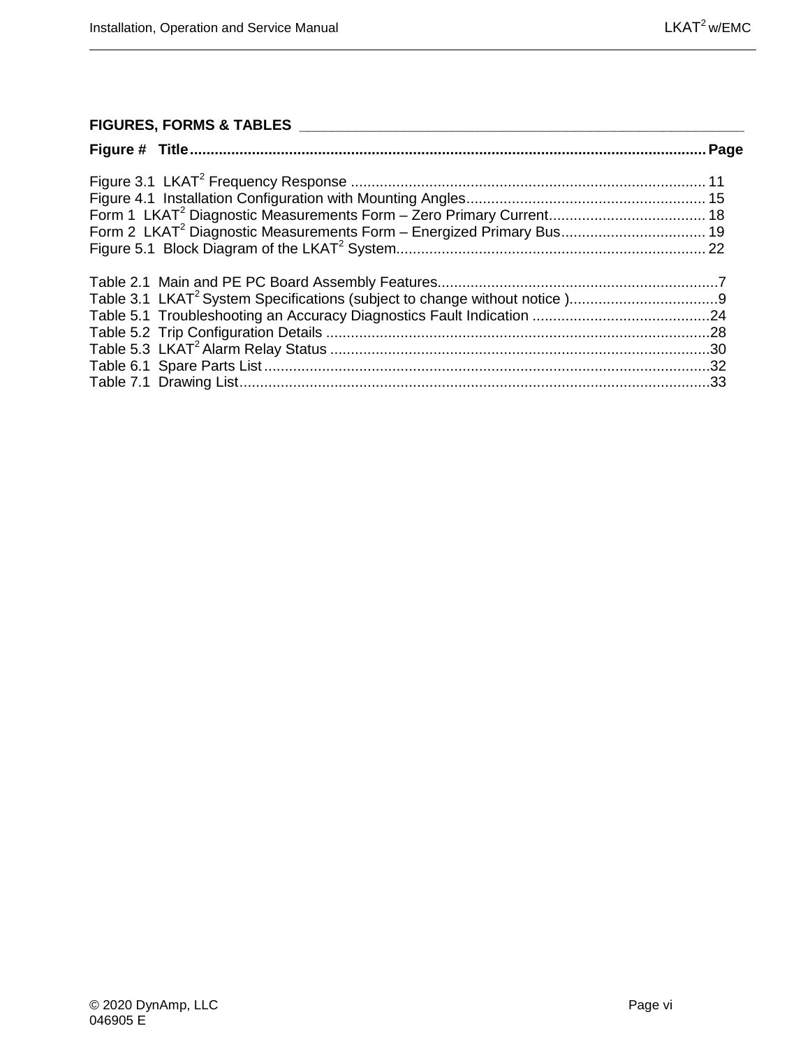## FIGURES, FORMS & TABLES

**Figure # Title............................................................................................................................Page**

Figure 3.1 LKAT$^2$ Frequency Response ...................................................................................... 11
Figure 4.1 Installation Configuration with Mounting Angles.......................................................... 15
Form 1 LKAT$^2$ Diagnostic Measurements Form – Zero Primary Current...................................... 18
Form 2 LKAT$^2$ Diagnostic Measurements Form – Energized Primary Bus................................... 19
Figure 5.1 Block Diagram of the LKAT$^2$ System........................................................................... 22

Table 2.1 Main and PE PC Board Assembly Features...................................................................7
Table 3.1 LKAT$^2$ System Specifications (subject to change without notice )...................................9
Table 5.1 Troubleshooting an Accuracy Diagnostics Fault Indication ...........................................24
Table 5.2 Trip Configuration Details ............................................................................................28
Table 5.3 LKAT$^2$ Alarm Relay Status ...........................................................................................30
Table 6.1 Spare Parts List ...........................................................................................................32
Table 7.1 Drawing List.................................................................................................................33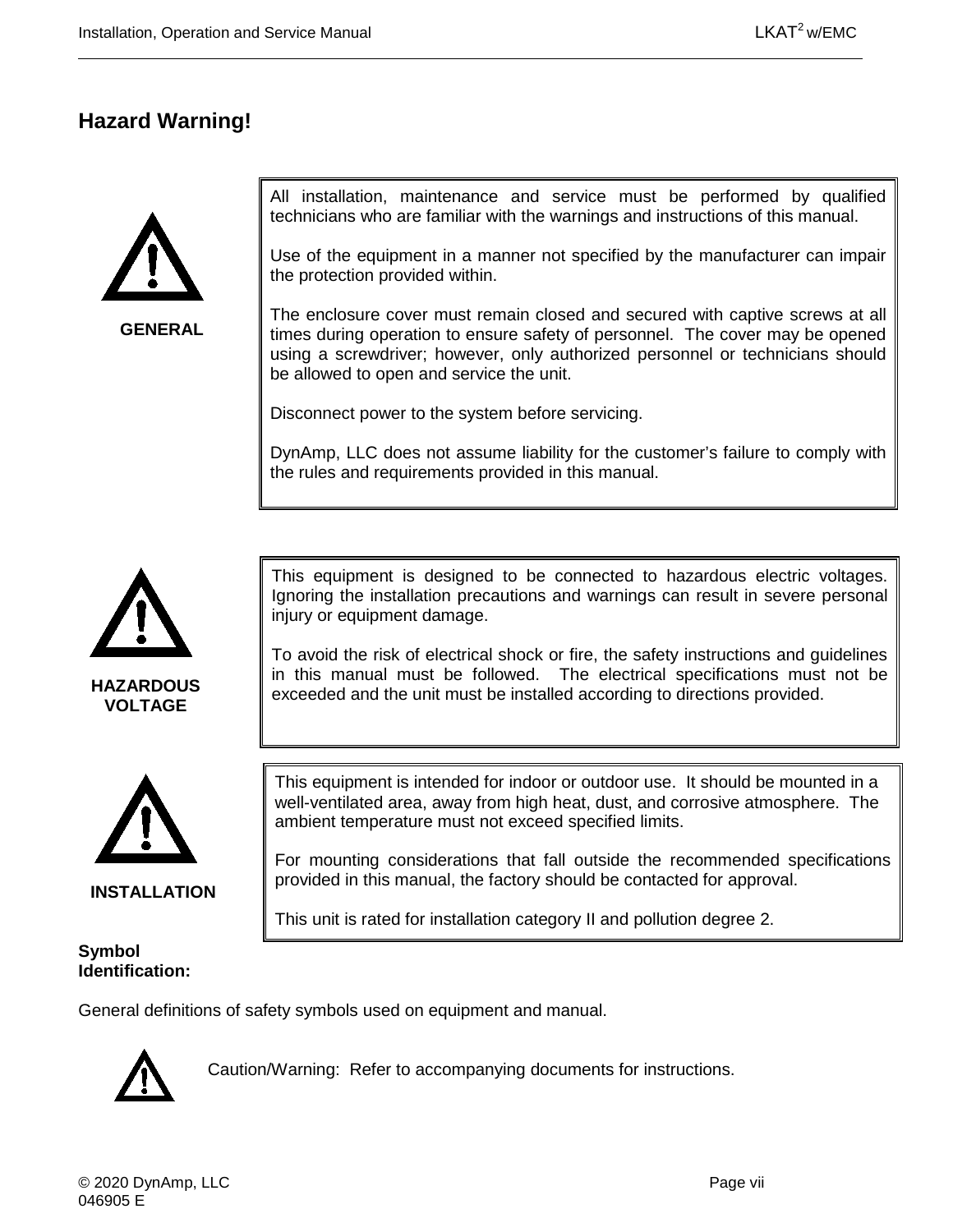## Hazard Warning!

**GENERAL**

All installation, maintenance and service must be performed by qualified technicians who are familiar with the warnings and instructions of this manual.

Use of the equipment in a manner not specified by the manufacturer can impair the protection provided within.

The enclosure cover must remain closed and secured with captive screws at all times during operation to ensure safety of personnel. The cover may be opened using a screwdriver; however, only authorized personnel or technicians should be allowed to open and service the unit.

Disconnect power to the system before servicing.

DynAmp, LLC does not assume liability for the customer's failure to comply with the rules and requirements provided in this manual.

**HAZARDOUS VOLTAGE**

This equipment is designed to be connected to hazardous electric voltages. Ignoring the installation precautions and warnings can result in severe personal injury or equipment damage.

To avoid the risk of electrical shock or fire, the safety instructions and guidelines in this manual must be followed. The electrical specifications must not be exceeded and the unit must be installed according to directions provided.

**INSTALLATION**

This equipment is intended for indoor or outdoor use. It should be mounted in a well-ventilated area, away from high heat, dust, and corrosive atmosphere. The ambient temperature must not exceed specified limits.

For mounting considerations that fall outside the recommended specifications provided in this manual, the factory should be contacted for approval.

This unit is rated for installation category II and pollution degree 2.

**Symbol Identification:**

General definitions of safety symbols used on equipment and manual.

Caution/Warning: Refer to accompanying documents for instructions.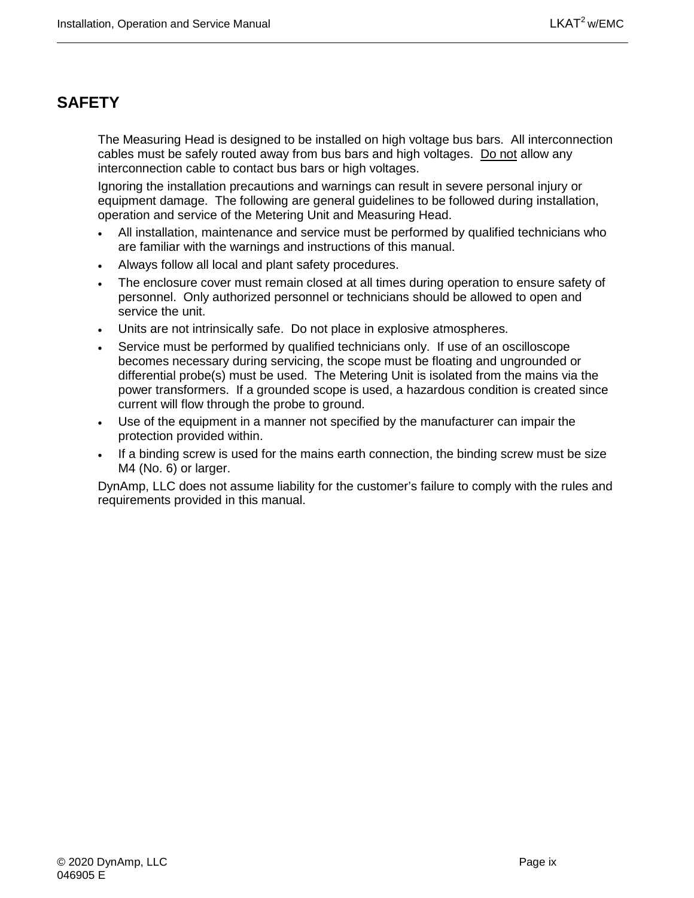# SAFETY

The Measuring Head is designed to be installed on high voltage bus bars. All interconnection cables must be safely routed away from bus bars and high voltages. Do not allow any interconnection cable to contact bus bars or high voltages.

Ignoring the installation precautions and warnings can result in severe personal injury or equipment damage. The following are general guidelines to be followed during installation, operation and service of the Metering Unit and Measuring Head.

- All installation, maintenance and service must be performed by qualified technicians who are familiar with the warnings and instructions of this manual.
- Always follow all local and plant safety procedures.
- The enclosure cover must remain closed at all times during operation to ensure safety of personnel. Only authorized personnel or technicians should be allowed to open and service the unit.
- Units are not intrinsically safe. Do not place in explosive atmospheres.
- Service must be performed by qualified technicians only. If use of an oscilloscope becomes necessary during servicing, the scope must be floating and ungrounded or differential probe(s) must be used. The Metering Unit is isolated from the mains via the power transformers. If a grounded scope is used, a hazardous condition is created since current will flow through the probe to ground.
- Use of the equipment in a manner not specified by the manufacturer can impair the protection provided within.
- If a binding screw is used for the mains earth connection, the binding screw must be size M4 (No. 6) or larger.

DynAmp, LLC does not assume liability for the customer's failure to comply with the rules and requirements provided in this manual.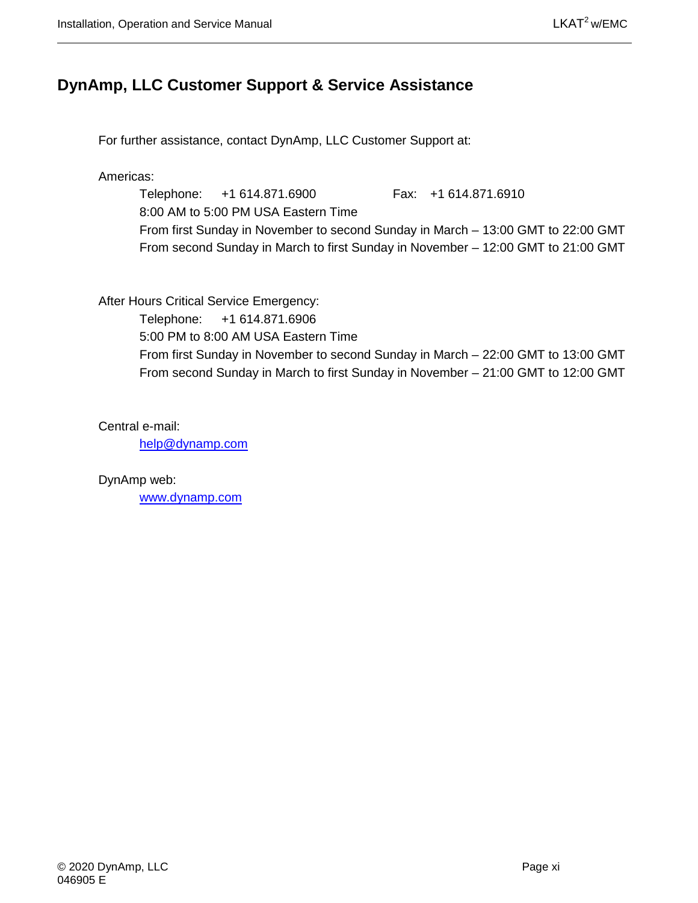## DynAmp, LLC Customer Support & Service Assistance

For further assistance, contact DynAmp, LLC Customer Support at:

Americas:

Telephone: +1 614.871.6900 Fax: +1 614.871.6910
8:00 AM to 5:00 PM USA Eastern Time
From first Sunday in November to second Sunday in March – 13:00 GMT to 22:00 GMT
From second Sunday in March to first Sunday in November – 12:00 GMT to 21:00 GMT

After Hours Critical Service Emergency:

Telephone: +1 614.871.6906
5:00 PM to 8:00 AM USA Eastern Time
From first Sunday in November to second Sunday in March – 22:00 GMT to 13:00 GMT
From second Sunday in March to first Sunday in November – 21:00 GMT to 12:00 GMT

Central e-mail:

help@dynamp.com

DynAmp web:

www.dynamp.com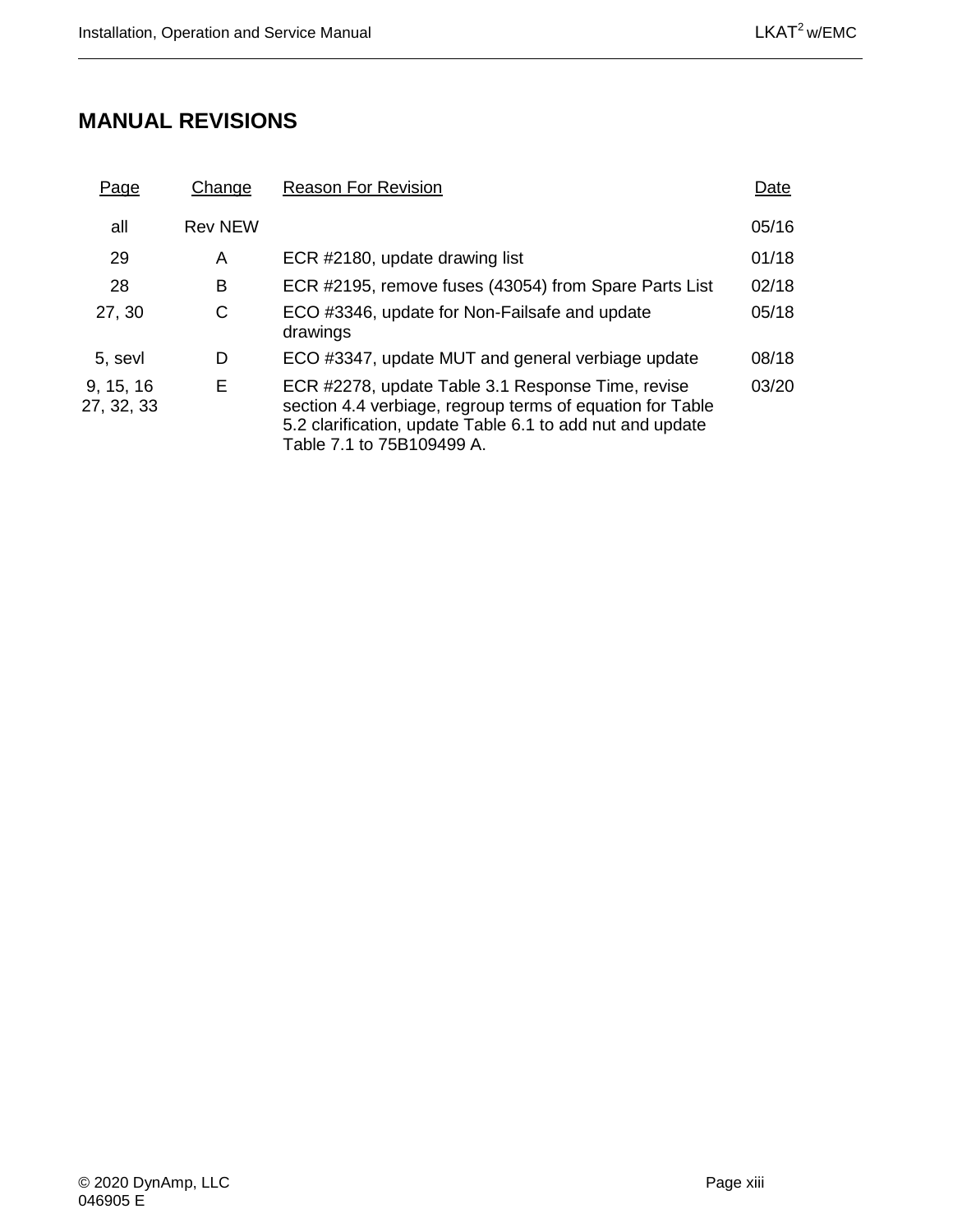## MANUAL REVISIONS

| Page | Change | Reason For Revision | Date |
|---|---|---|---|
| all | Rev NEW | | 05/16 |
| 29 | A | ECR #2180, update drawing list | 01/18 |
| 28 | B | ECR #2195, remove fuses (43054) from Spare Parts List | 02/18 |
| 27, 30 | C | ECO #3346, update for Non-Failsafe and update drawings | 05/18 |
| 5, sevl | D | ECO #3347, update MUT and general verbiage update | 08/18 |
| 9, 15, 16 27, 32, 33 | E | ECR #2278, update Table 3.1 Response Time, revise section 4.4 verbiage, regroup terms of equation for Table 5.2 clarification, update Table 6.1 to add nut and update Table 7.1 to 75B109499 A. | 03/20 |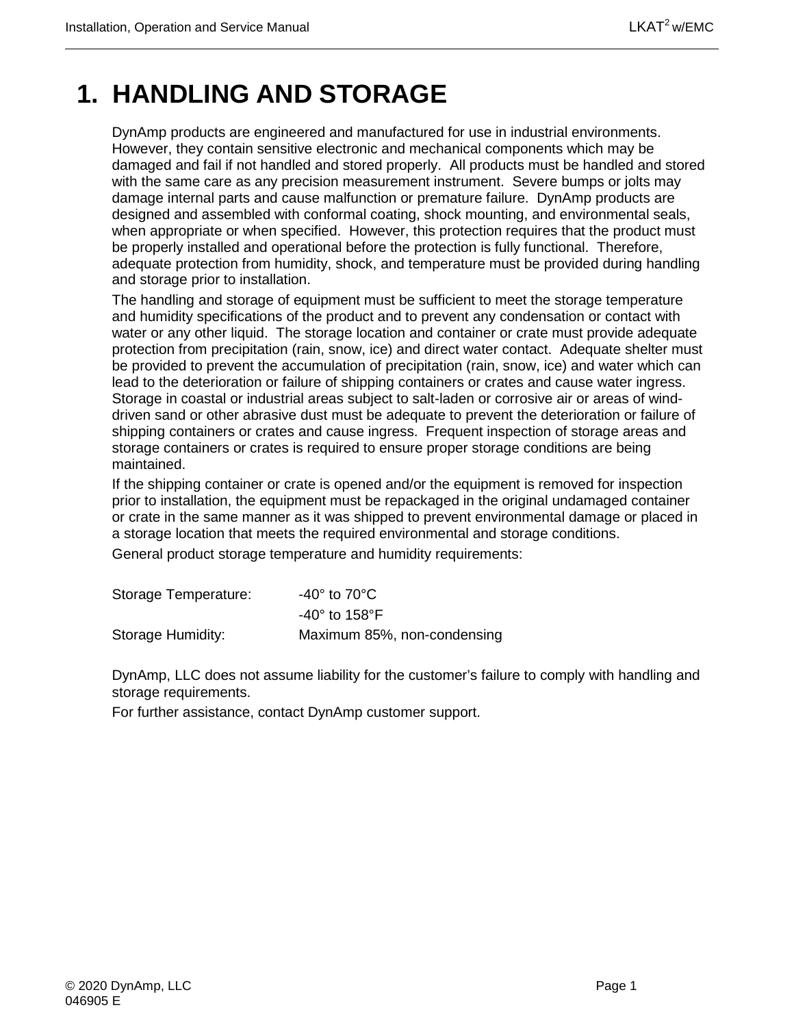# 1. HANDLING AND STORAGE

DynAmp products are engineered and manufactured for use in industrial environments. However, they contain sensitive electronic and mechanical components which may be damaged and fail if not handled and stored properly. All products must be handled and stored with the same care as any precision measurement instrument. Severe bumps or jolts may damage internal parts and cause malfunction or premature failure. DynAmp products are designed and assembled with conformal coating, shock mounting, and environmental seals, when appropriate or when specified. However, this protection requires that the product must be properly installed and operational before the protection is fully functional. Therefore, adequate protection from humidity, shock, and temperature must be provided during handling and storage prior to installation.

The handling and storage of equipment must be sufficient to meet the storage temperature and humidity specifications of the product and to prevent any condensation or contact with water or any other liquid. The storage location and container or crate must provide adequate protection from precipitation (rain, snow, ice) and direct water contact. Adequate shelter must be provided to prevent the accumulation of precipitation (rain, snow, ice) and water which can lead to the deterioration or failure of shipping containers or crates and cause water ingress. Storage in coastal or industrial areas subject to salt-laden or corrosive air or areas of wind-driven sand or other abrasive dust must be adequate to prevent the deterioration or failure of shipping containers or crates and cause ingress. Frequent inspection of storage areas and storage containers or crates is required to ensure proper storage conditions are being maintained.

If the shipping container or crate is opened and/or the equipment is removed for inspection prior to installation, the equipment must be repackaged in the original undamaged container or crate in the same manner as it was shipped to prevent environmental damage or placed in a storage location that meets the required environmental and storage conditions.

General product storage temperature and humidity requirements:

| | |
|---|---|
| Storage Temperature: | -40° to 70°C |
| | -40° to 158°F |
| Storage Humidity: | Maximum 85%, non-condensing |

DynAmp, LLC does not assume liability for the customer's failure to comply with handling and storage requirements.

For further assistance, contact DynAmp customer support.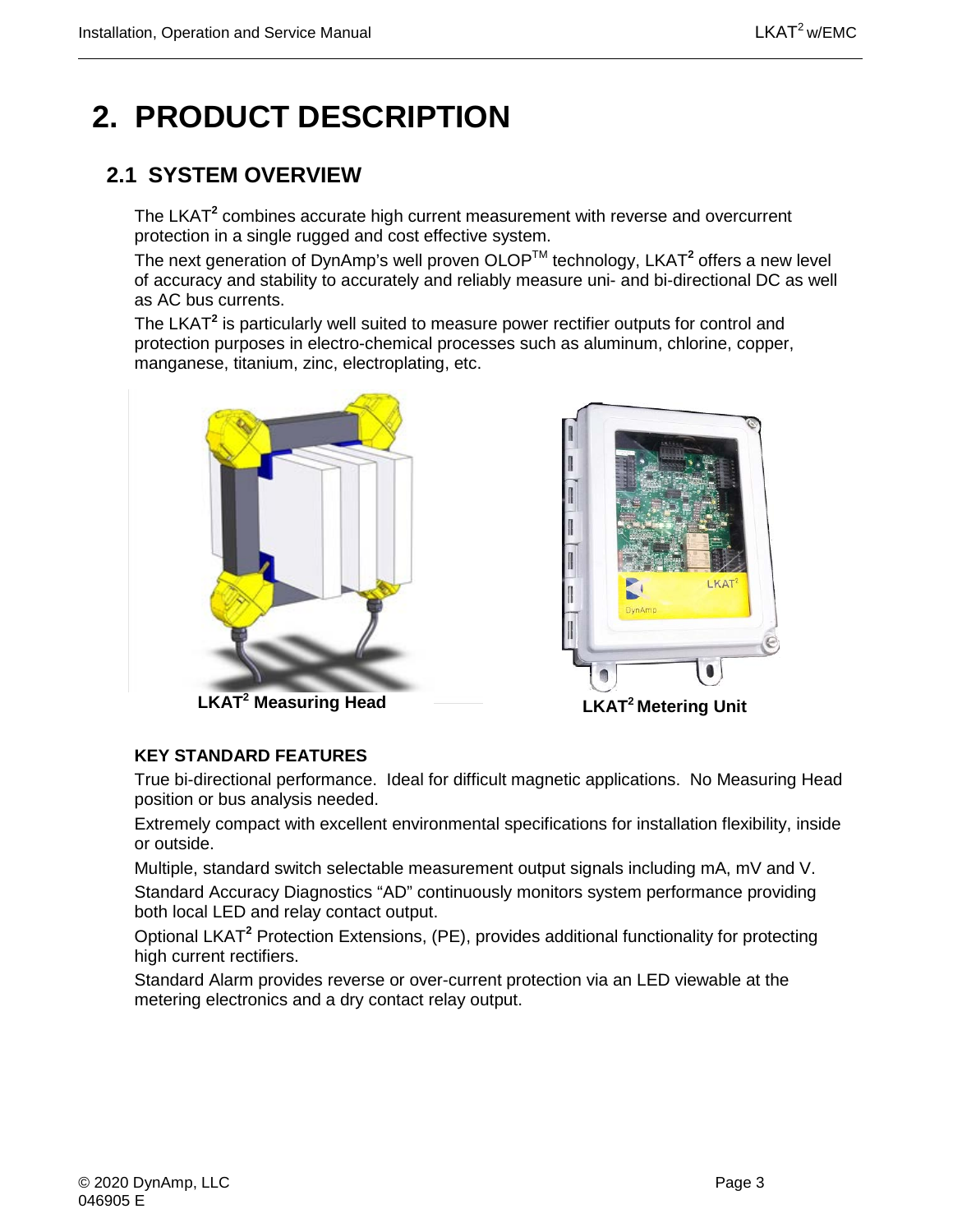# 2. PRODUCT DESCRIPTION

## 2.1 SYSTEM OVERVIEW

The LKAT$^2$ combines accurate high current measurement with reverse and overcurrent protection in a single rugged and cost effective system.

The next generation of DynAmp's well proven OLOP™ technology, LKAT$^2$ offers a new level of accuracy and stability to accurately and reliably measure uni- and bi-directional DC as well as AC bus currents.

The LKAT$^2$ is particularly well suited to measure power rectifier outputs for control and protection purposes in electro-chemical processes such as aluminum, chlorine, copper, manganese, titanium, zinc, electroplating, etc.

**LKAT$^2$ Measuring Head**

**LKAT$^2$ Metering Unit**

**KEY STANDARD FEATURES**

True bi-directional performance. Ideal for difficult magnetic applications. No Measuring Head position or bus analysis needed.

Extremely compact with excellent environmental specifications for installation flexibility, inside or outside.

Multiple, standard switch selectable measurement output signals including mA, mV and V.

Standard Accuracy Diagnostics "AD" continuously monitors system performance providing both local LED and relay contact output.

Optional LKAT$^2$ Protection Extensions, (PE), provides additional functionality for protecting high current rectifiers.

Standard Alarm provides reverse or over-current protection via an LED viewable at the metering electronics and a dry contact relay output.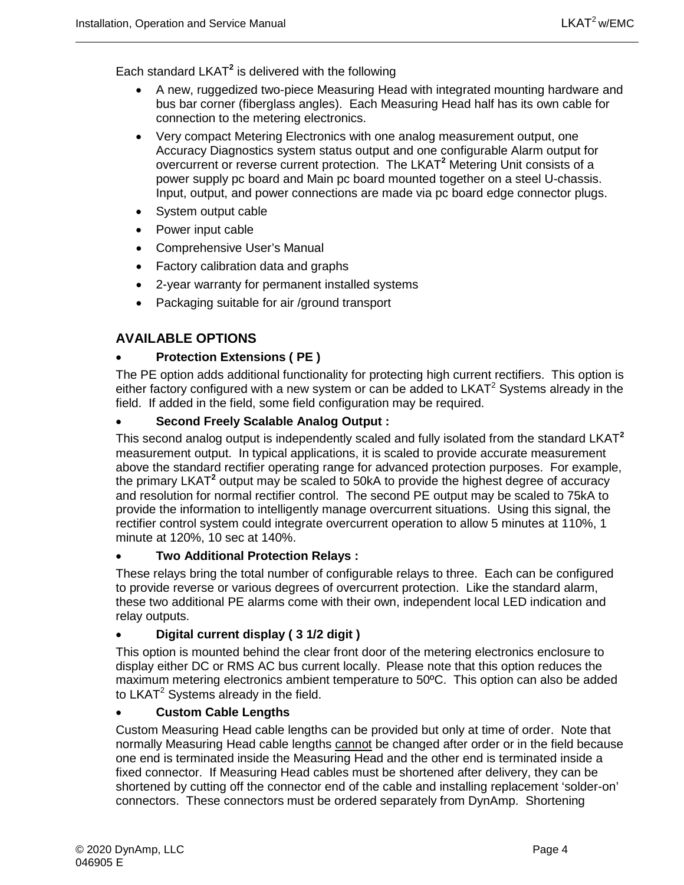Each standard LKAT$^2$ is delivered with the following

- A new, ruggedized two-piece Measuring Head with integrated mounting hardware and bus bar corner (fiberglass angles). Each Measuring Head half has its own cable for connection to the metering electronics.
- Very compact Metering Electronics with one analog measurement output, one Accuracy Diagnostics system status output and one configurable Alarm output for overcurrent or reverse current protection. The LKAT$^2$ Metering Unit consists of a power supply pc board and Main pc board mounted together on a steel U-chassis. Input, output, and power connections are made via pc board edge connector plugs.
- System output cable
- Power input cable
- Comprehensive User's Manual
- Factory calibration data and graphs
- 2-year warranty for permanent installed systems
- Packaging suitable for air /ground transport

## AVAILABLE OPTIONS

- **Protection Extensions ( PE )**

The PE option adds additional functionality for protecting high current rectifiers. This option is either factory configured with a new system or can be added to LKAT$^2$ Systems already in the field. If added in the field, some field configuration may be required.

- **Second Freely Scalable Analog Output :**

This second analog output is independently scaled and fully isolated from the standard LKAT$^2$ measurement output. In typical applications, it is scaled to provide accurate measurement above the standard rectifier operating range for advanced protection purposes. For example, the primary LKAT$^2$ output may be scaled to 50kA to provide the highest degree of accuracy and resolution for normal rectifier control. The second PE output may be scaled to 75kA to provide the information to intelligently manage overcurrent situations. Using this signal, the rectifier control system could integrate overcurrent operation to allow 5 minutes at 110%, 1 minute at 120%, 10 sec at 140%.

- **Two Additional Protection Relays :**

These relays bring the total number of configurable relays to three. Each can be configured to provide reverse or various degrees of overcurrent protection. Like the standard alarm, these two additional PE alarms come with their own, independent local LED indication and relay outputs.

- **Digital current display ( 3 1/2 digit )**

This option is mounted behind the clear front door of the metering electronics enclosure to display either DC or RMS AC bus current locally. Please note that this option reduces the maximum metering electronics ambient temperature to 50ºC. This option can also be added to LKAT$^2$ Systems already in the field.

- **Custom Cable Lengths**

Custom Measuring Head cable lengths can be provided but only at time of order. Note that normally Measuring Head cable lengths cannot be changed after order or in the field because one end is terminated inside the Measuring Head and the other end is terminated inside a fixed connector. If Measuring Head cables must be shortened after delivery, they can be shortened by cutting off the connector end of the cable and installing replacement 'solder-on' connectors. These connectors must be ordered separately from DynAmp. Shortening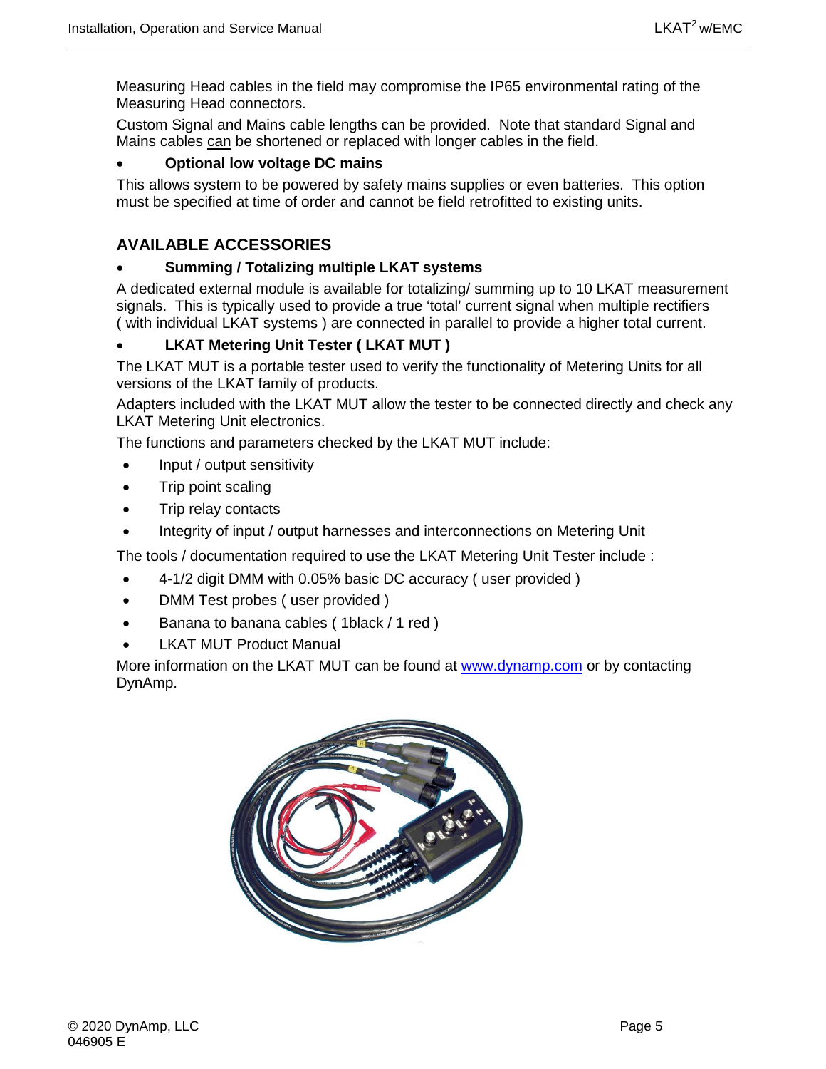Measuring Head cables in the field may compromise the IP65 environmental rating of the Measuring Head connectors.

Custom Signal and Mains cable lengths can be provided. Note that standard Signal and Mains cables can be shortened or replaced with longer cables in the field.

- **Optional low voltage DC mains**

This allows system to be powered by safety mains supplies or even batteries. This option must be specified at time of order and cannot be field retrofitted to existing units.

## AVAILABLE ACCESSORIES

- **Summing / Totalizing multiple LKAT systems**

A dedicated external module is available for totalizing/ summing up to 10 LKAT measurement signals. This is typically used to provide a true 'total' current signal when multiple rectifiers ( with individual LKAT systems ) are connected in parallel to provide a higher total current.

- **LKAT Metering Unit Tester ( LKAT MUT )**

The LKAT MUT is a portable tester used to verify the functionality of Metering Units for all versions of the LKAT family of products.

Adapters included with the LKAT MUT allow the tester to be connected directly and check any LKAT Metering Unit electronics.

The functions and parameters checked by the LKAT MUT include:

- Input / output sensitivity
- Trip point scaling
- Trip relay contacts
- Integrity of input / output harnesses and interconnections on Metering Unit

The tools / documentation required to use the LKAT Metering Unit Tester include :

- 4-1/2 digit DMM with 0.05% basic DC accuracy ( user provided )
- DMM Test probes ( user provided )
- Banana to banana cables ( 1black / 1 red )
- LKAT MUT Product Manual

More information on the LKAT MUT can be found at www.dynamp.com or by contacting DynAmp.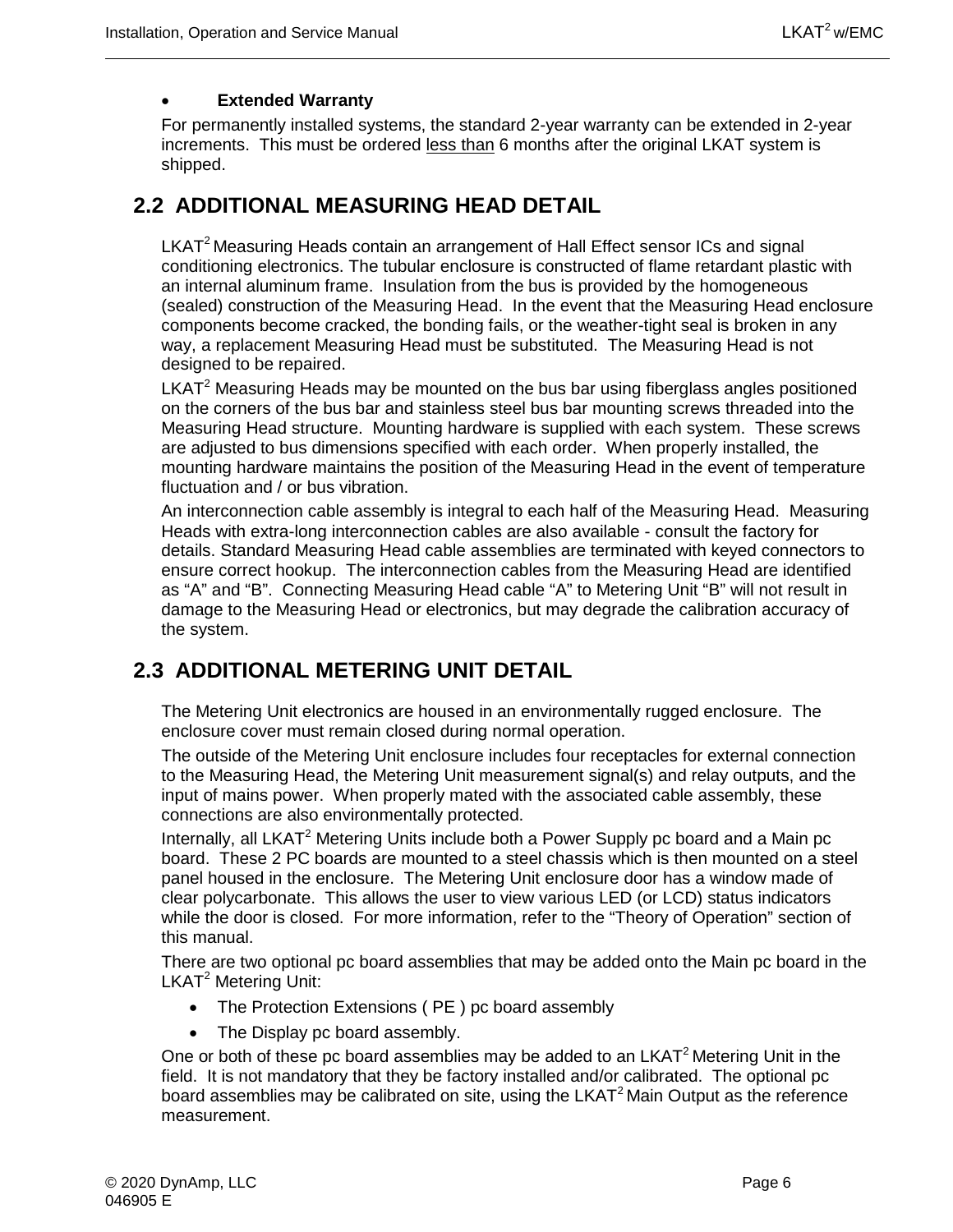- **Extended Warranty**

For permanently installed systems, the standard 2-year warranty can be extended in 2-year increments. This must be ordered less than 6 months after the original LKAT system is shipped.

## 2.2 ADDITIONAL MEASURING HEAD DETAIL

LKAT$^2$ Measuring Heads contain an arrangement of Hall Effect sensor ICs and signal conditioning electronics. The tubular enclosure is constructed of flame retardant plastic with an internal aluminum frame. Insulation from the bus is provided by the homogeneous (sealed) construction of the Measuring Head. In the event that the Measuring Head enclosure components become cracked, the bonding fails, or the weather-tight seal is broken in any way, a replacement Measuring Head must be substituted. The Measuring Head is not designed to be repaired.

LKAT$^2$ Measuring Heads may be mounted on the bus bar using fiberglass angles positioned on the corners of the bus bar and stainless steel bus bar mounting screws threaded into the Measuring Head structure. Mounting hardware is supplied with each system. These screws are adjusted to bus dimensions specified with each order. When properly installed, the mounting hardware maintains the position of the Measuring Head in the event of temperature fluctuation and / or bus vibration.

An interconnection cable assembly is integral to each half of the Measuring Head. Measuring Heads with extra-long interconnection cables are also available - consult the factory for details. Standard Measuring Head cable assemblies are terminated with keyed connectors to ensure correct hookup. The interconnection cables from the Measuring Head are identified as "A" and "B". Connecting Measuring Head cable "A" to Metering Unit "B" will not result in damage to the Measuring Head or electronics, but may degrade the calibration accuracy of the system.

## 2.3 ADDITIONAL METERING UNIT DETAIL

The Metering Unit electronics are housed in an environmentally rugged enclosure. The enclosure cover must remain closed during normal operation.

The outside of the Metering Unit enclosure includes four receptacles for external connection to the Measuring Head, the Metering Unit measurement signal(s) and relay outputs, and the input of mains power. When properly mated with the associated cable assembly, these connections are also environmentally protected.

Internally, all LKAT$^2$ Metering Units include both a Power Supply pc board and a Main pc board. These 2 PC boards are mounted to a steel chassis which is then mounted on a steel panel housed in the enclosure. The Metering Unit enclosure door has a window made of clear polycarbonate. This allows the user to view various LED (or LCD) status indicators while the door is closed. For more information, refer to the "Theory of Operation" section of this manual.

There are two optional pc board assemblies that may be added onto the Main pc board in the LKAT$^2$ Metering Unit:

- The Protection Extensions ( PE ) pc board assembly
- The Display pc board assembly.

One or both of these pc board assemblies may be added to an LKAT$^2$ Metering Unit in the field. It is not mandatory that they be factory installed and/or calibrated. The optional pc board assemblies may be calibrated on site, using the LKAT$^2$ Main Output as the reference measurement.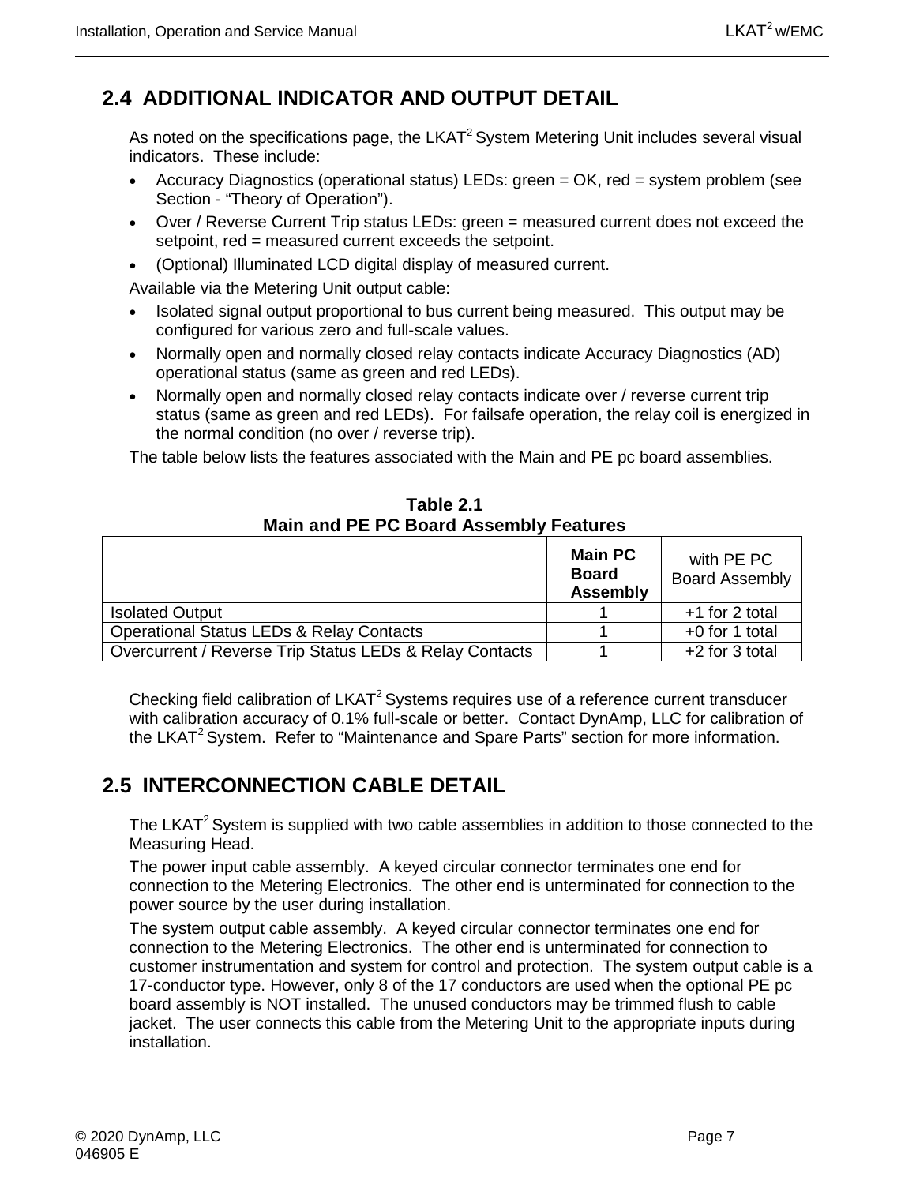## 2.4 ADDITIONAL INDICATOR AND OUTPUT DETAIL

As noted on the specifications page, the LKAT$^2$ System Metering Unit includes several visual indicators. These include:

- Accuracy Diagnostics (operational status) LEDs: green = OK, red = system problem (see Section - “Theory of Operation”).
- Over / Reverse Current Trip status LEDs: green = measured current does not exceed the setpoint, red = measured current exceeds the setpoint.
- (Optional) Illuminated LCD digital display of measured current.

Available via the Metering Unit output cable:

- Isolated signal output proportional to bus current being measured. This output may be configured for various zero and full-scale values.
- Normally open and normally closed relay contacts indicate Accuracy Diagnostics (AD) operational status (same as green and red LEDs).
- Normally open and normally closed relay contacts indicate over / reverse current trip status (same as green and red LEDs). For failsafe operation, the relay coil is energized in the normal condition (no over / reverse trip).

The table below lists the features associated with the Main and PE pc board assemblies.

**Table 2.1**
**Main and PE PC Board Assembly Features**

| | **Main PC Board Assembly** | with PE PC Board Assembly |
|---|---|---|
| Isolated Output | 1 | +1 for 2 total |
| Operational Status LEDs & Relay Contacts | 1 | +0 for 1 total |
| Overcurrent / Reverse Trip Status LEDs & Relay Contacts | 1 | +2 for 3 total |

Checking field calibration of LKAT$^2$ Systems requires use of a reference current transducer with calibration accuracy of 0.1% full-scale or better. Contact DynAmp, LLC for calibration of the LKAT$^2$ System. Refer to “Maintenance and Spare Parts” section for more information.

## 2.5 INTERCONNECTION CABLE DETAIL

The LKAT$^2$ System is supplied with two cable assemblies in addition to those connected to the Measuring Head.

The power input cable assembly. A keyed circular connector terminates one end for connection to the Metering Electronics. The other end is unterminated for connection to the power source by the user during installation.

The system output cable assembly. A keyed circular connector terminates one end for connection to the Metering Electronics. The other end is unterminated for connection to customer instrumentation and system for control and protection. The system output cable is a 17-conductor type. However, only 8 of the 17 conductors are used when the optional PE pc board assembly is NOT installed. The unused conductors may be trimmed flush to cable jacket. The user connects this cable from the Metering Unit to the appropriate inputs during installation.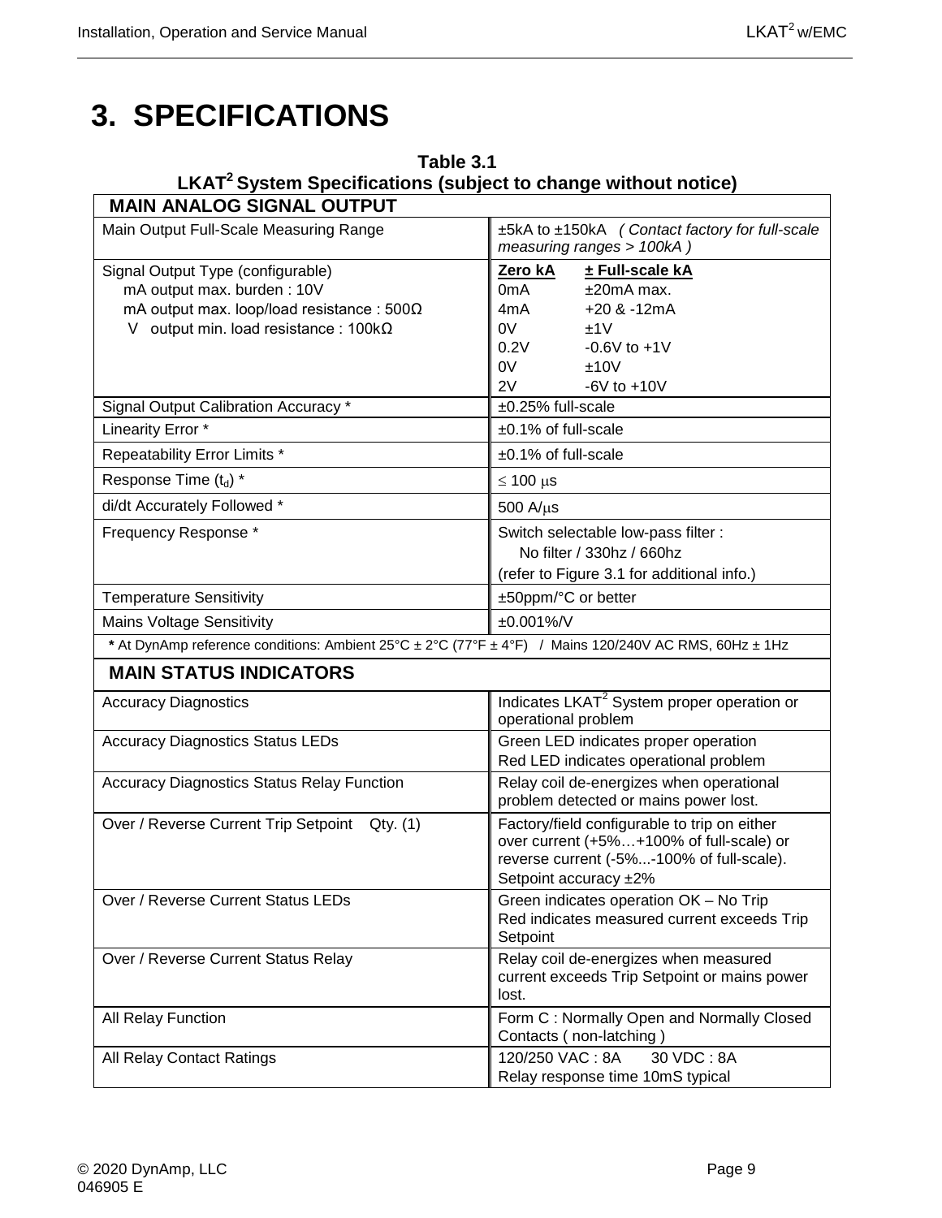# 3. SPECIFICATIONS

**Table 3.1**
**LKAT[2] System Specifications (subject to change without notice)**

| **MAIN ANALOG SIGNAL OUTPUT** | |
|---|---|
| Main Output Full-Scale Measuring Range | ±5kA to ±150kA *( Contact factory for full-scale measuring ranges > 100kA )* |
| Signal Output Type (configurable)<br>mA output max. burden : 10V<br>mA output max. loop/load resistance : 500Ω<br>V output min. load resistance : 100kΩ | **Zero kA** / **± Full-scale kA**<br>0mA / ±20mA max.<br>4mA / +20 & -12mA<br>0V / ±1V<br>0.2V / -0.6V to +1V<br>0V / ±10V<br>2V / -6V to +10V |
| Signal Output Calibration Accuracy * | ±0.25% full-scale |
| Linearity Error * | ±0.1% of full-scale |
| Repeatability Error Limits * | ±0.1% of full-scale |
| Response Time ($t_d$) * | ≤ 100 μs |
| di/dt Accurately Followed * | 500 A/μs |
| Frequency Response * | Switch selectable low-pass filter :<br>No filter / 330hz / 660hz<br>(refer to Figure 3.1 for additional info.) |
| Temperature Sensitivity | ±50ppm/°C or better |
| Mains Voltage Sensitivity | ±0.001%/V |
| **\*** At DynAmp reference conditions: Ambient 25°C ± 2°C (77°F ± 4°F) / Mains 120/240V AC RMS, 60Hz ± 1Hz | |
| **MAIN STATUS INDICATORS** | |
| Accuracy Diagnostics | Indicates LKAT[2] System proper operation or operational problem |
| Accuracy Diagnostics Status LEDs | Green LED indicates proper operation<br>Red LED indicates operational problem |
| Accuracy Diagnostics Status Relay Function | Relay coil de-energizes when operational problem detected or mains power lost. |
| Over / Reverse Current Trip Setpoint Qty. (1) | Factory/field configurable to trip on either over current (+5%…+100% of full-scale) or reverse current (-5%...-100% of full-scale).<br>Setpoint accuracy ±2% |
| Over / Reverse Current Status LEDs | Green indicates operation OK – No Trip<br>Red indicates measured current exceeds Trip Setpoint |
| Over / Reverse Current Status Relay | Relay coil de-energizes when measured current exceeds Trip Setpoint or mains power lost. |
| All Relay Function | Form C : Normally Open and Normally Closed Contacts ( non-latching ) |
| All Relay Contact Ratings | 120/250 VAC : 8A 30 VDC : 8A<br>Relay response time 10mS typical |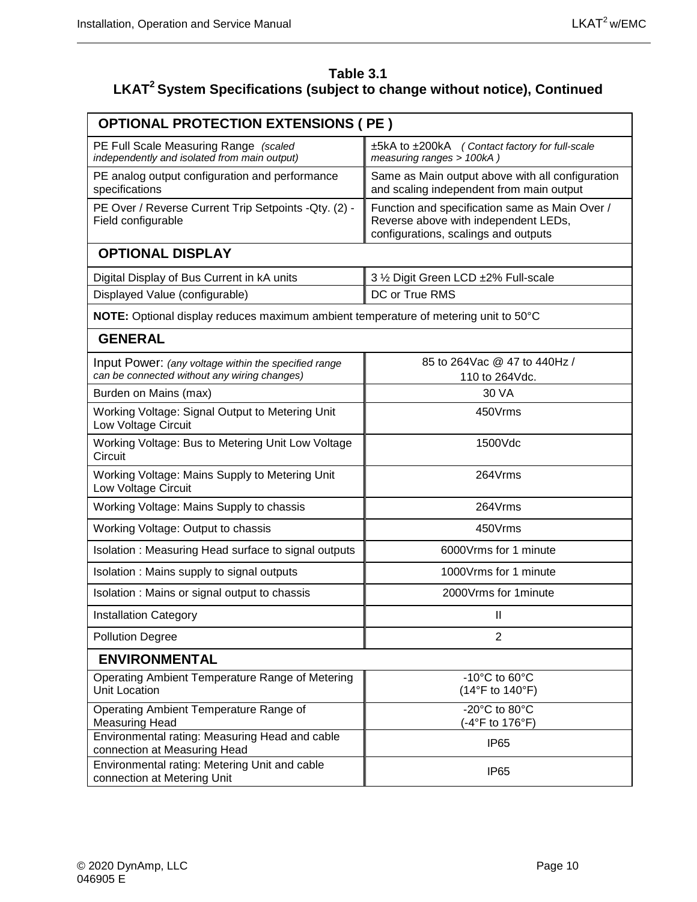**Table 3.1**
**LKAT$^2$ System Specifications (subject to change without notice), Continued**

| **OPTIONAL PROTECTION EXTENSIONS ( PE )** | |
|---|---|
| PE Full Scale Measuring Range *(scaled independently and isolated from main output)* | ±5kA to ±200kA *( Contact factory for full-scale measuring ranges > 100kA )* |
| PE analog output configuration and performance specifications | Same as Main output above with all configuration and scaling independent from main output |
| PE Over / Reverse Current Trip Setpoints -Qty. (2) - Field configurable | Function and specification same as Main Over / Reverse above with independent LEDs, configurations, scalings and outputs |
| **OPTIONAL DISPLAY** | |
| Digital Display of Bus Current in kA units | 3 ½ Digit Green LCD ±2% Full-scale |
| Displayed Value (configurable) | DC or True RMS |
| **NOTE:** Optional display reduces maximum ambient temperature of metering unit to 50°C | |
| **GENERAL** | |
| Input Power: *(any voltage within the specified range can be connected without any wiring changes)* | 85 to 264Vac @ 47 to 440Hz / 110 to 264Vdc. |
| Burden on Mains (max) | 30 VA |
| Working Voltage: Signal Output to Metering Unit Low Voltage Circuit | 450Vrms |
| Working Voltage: Bus to Metering Unit Low Voltage Circuit | 1500Vdc |
| Working Voltage: Mains Supply to Metering Unit Low Voltage Circuit | 264Vrms |
| Working Voltage: Mains Supply to chassis | 264Vrms |
| Working Voltage: Output to chassis | 450Vrms |
| Isolation : Measuring Head surface to signal outputs | 6000Vrms for 1 minute |
| Isolation : Mains supply to signal outputs | 1000Vrms for 1 minute |
| Isolation : Mains or signal output to chassis | 2000Vrms for 1minute |
| Installation Category | II |
| Pollution Degree | 2 |
| **ENVIRONMENTAL** | |
| Operating Ambient Temperature Range of Metering Unit Location | -10°C to 60°C (14°F to 140°F) |
| Operating Ambient Temperature Range of Measuring Head | -20°C to 80°C (-4°F to 176°F) |
| Environmental rating: Measuring Head and cable connection at Measuring Head | IP65 |
| Environmental rating: Metering Unit and cable connection at Metering Unit | IP65 |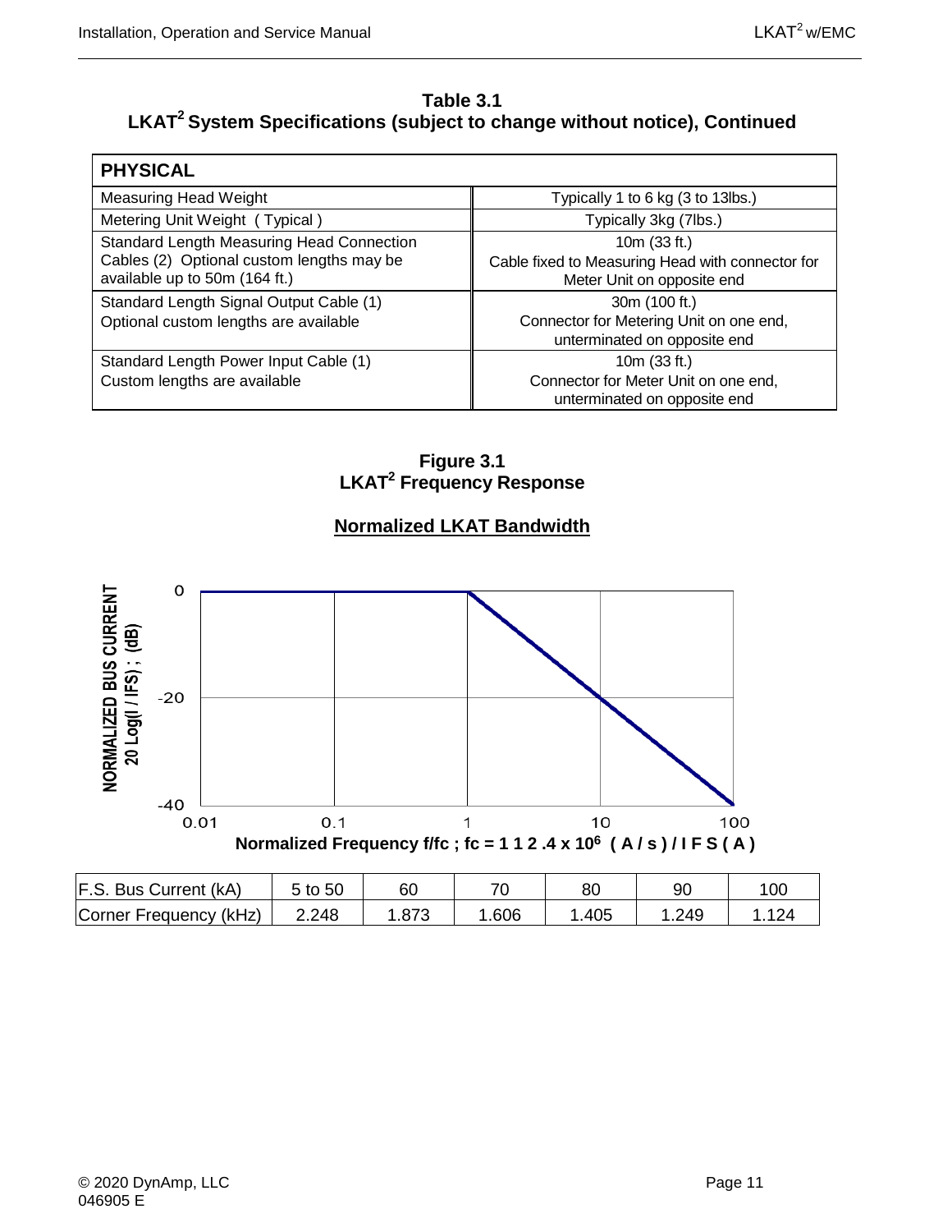**Table 3.1**
**LKAT[2] System Specifications (subject to change without notice), Continued**

| PHYSICAL | |
|---|---|
| Measuring Head Weight | Typically 1 to 6 kg (3 to 13lbs.) |
| Metering Unit Weight ( Typical ) | Typically 3kg (7lbs.) |
| Standard Length Measuring Head Connection Cables (2) Optional custom lengths may be available up to 50m (164 ft.) | 10m (33 ft.) Cable fixed to Measuring Head with connector for Meter Unit on opposite end |
| Standard Length Signal Output Cable (1) Optional custom lengths are available | 30m (100 ft.) Connector for Metering Unit on one end, unterminated on opposite end |
| Standard Length Power Input Cable (1) Custom lengths are available | 10m (33 ft.) Connector for Meter Unit on one end, unterminated on opposite end |

**Figure 3.1**
**LKAT[2] Frequency Response**

**Normalized LKAT Bandwidth**

NORMALIZED BUS CURRENT 20 Log(I / IFS) ; (dB)

Normalized Frequency f/fc ; fc = 1 1 2 .4 x $10^6$ ( A / s ) / I F S ( A )

| F.S. Bus Current (kA) | 5 to 50 | 60 | 70 | 80 | 90 | 100 |
|---|---|---|---|---|---|---|
| Corner Frequency (kHz) | 2.248 | 1.873 | 1.606 | 1.405 | 1.249 | 1.124 |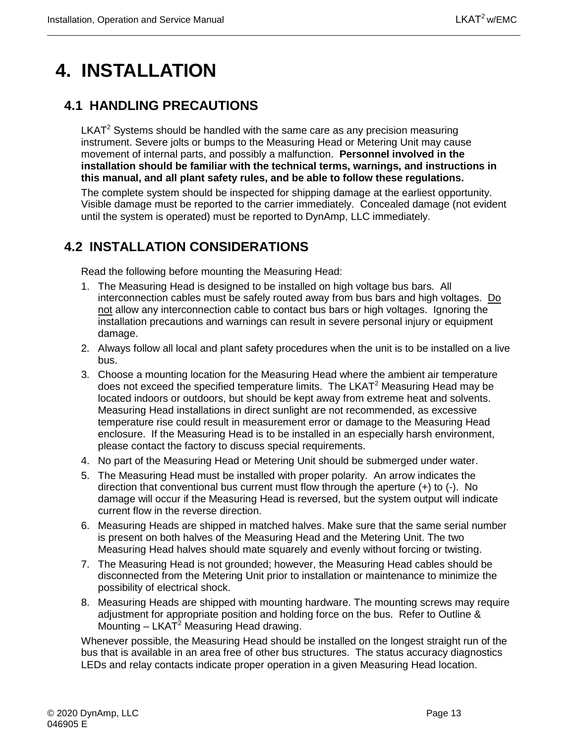# 4. INSTALLATION

## 4.1 HANDLING PRECAUTIONS

LKAT$^2$ Systems should be handled with the same care as any precision measuring instrument. Severe jolts or bumps to the Measuring Head or Metering Unit may cause movement of internal parts, and possibly a malfunction. **Personnel involved in the installation should be familiar with the technical terms, warnings, and instructions in this manual, and all plant safety rules, and be able to follow these regulations.**

The complete system should be inspected for shipping damage at the earliest opportunity. Visible damage must be reported to the carrier immediately. Concealed damage (not evident until the system is operated) must be reported to DynAmp, LLC immediately.

## 4.2 INSTALLATION CONSIDERATIONS

Read the following before mounting the Measuring Head:

1. The Measuring Head is designed to be installed on high voltage bus bars. All interconnection cables must be safely routed away from bus bars and high voltages. <u>Do not</u> allow any interconnection cable to contact bus bars or high voltages. Ignoring the installation precautions and warnings can result in severe personal injury or equipment damage.
2. Always follow all local and plant safety procedures when the unit is to be installed on a live bus.
3. Choose a mounting location for the Measuring Head where the ambient air temperature does not exceed the specified temperature limits. The LKAT$^2$ Measuring Head may be located indoors or outdoors, but should be kept away from extreme heat and solvents. Measuring Head installations in direct sunlight are not recommended, as excessive temperature rise could result in measurement error or damage to the Measuring Head enclosure. If the Measuring Head is to be installed in an especially harsh environment, please contact the factory to discuss special requirements.
4. No part of the Measuring Head or Metering Unit should be submerged under water.
5. The Measuring Head must be installed with proper polarity. An arrow indicates the direction that conventional bus current must flow through the aperture (+) to (-). No damage will occur if the Measuring Head is reversed, but the system output will indicate current flow in the reverse direction.
6. Measuring Heads are shipped in matched halves. Make sure that the same serial number is present on both halves of the Measuring Head and the Metering Unit. The two Measuring Head halves should mate squarely and evenly without forcing or twisting.
7. The Measuring Head is not grounded; however, the Measuring Head cables should be disconnected from the Metering Unit prior to installation or maintenance to minimize the possibility of electrical shock.
8. Measuring Heads are shipped with mounting hardware. The mounting screws may require adjustment for appropriate position and holding force on the bus. Refer to Outline & Mounting – LKAT$^2$ Measuring Head drawing.

Whenever possible, the Measuring Head should be installed on the longest straight run of the bus that is available in an area free of other bus structures. The status accuracy diagnostics LEDs and relay contacts indicate proper operation in a given Measuring Head location.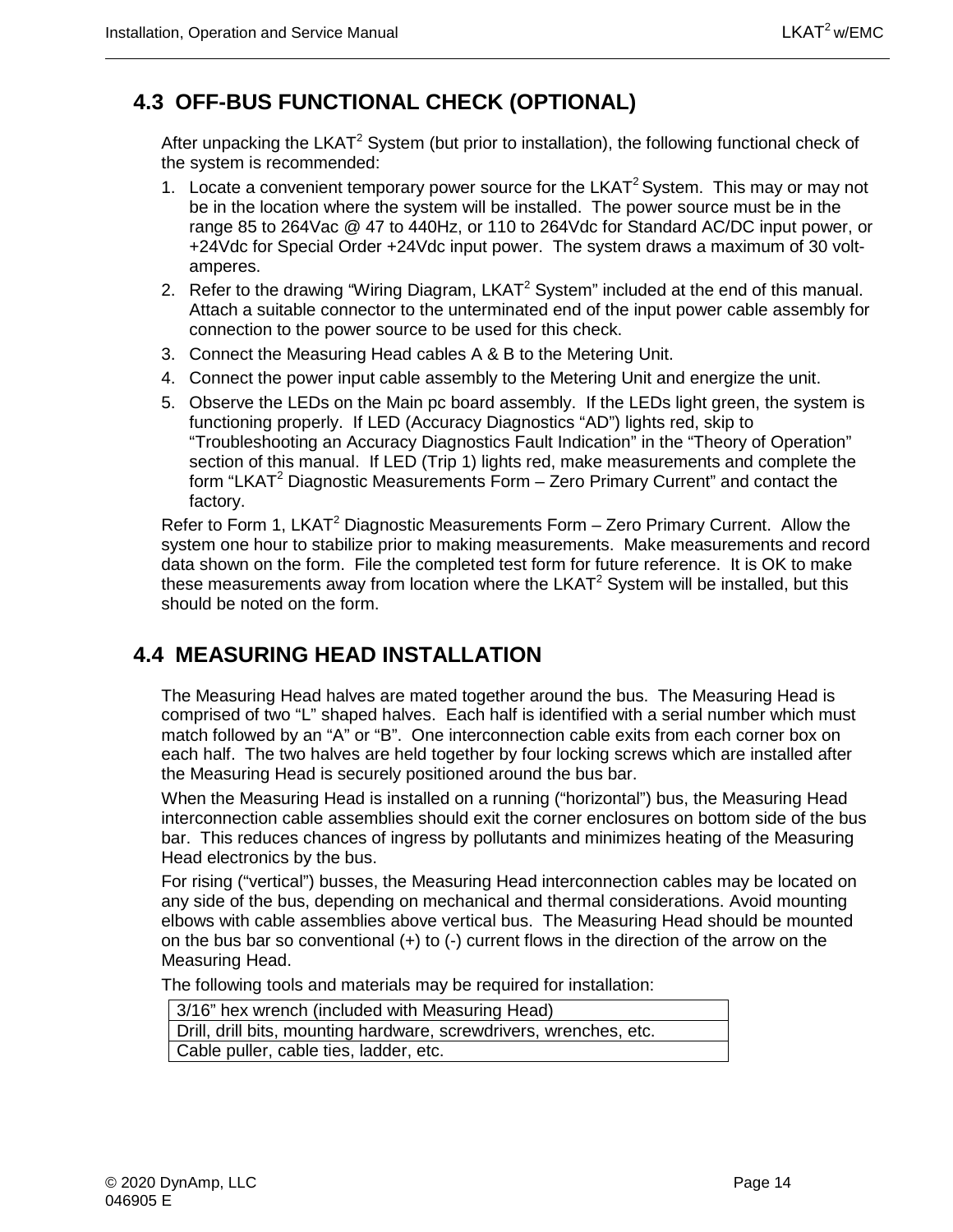## 4.3 OFF-BUS FUNCTIONAL CHECK (OPTIONAL)

After unpacking the LKAT$^2$ System (but prior to installation), the following functional check of the system is recommended:

1. Locate a convenient temporary power source for the LKAT$^2$ System. This may or may not be in the location where the system will be installed. The power source must be in the range 85 to 264Vac @ 47 to 440Hz, or 110 to 264Vdc for Standard AC/DC input power, or +24Vdc for Special Order +24Vdc input power. The system draws a maximum of 30 volt-amperes.
2. Refer to the drawing "Wiring Diagram, LKAT$^2$ System" included at the end of this manual. Attach a suitable connector to the unterminated end of the input power cable assembly for connection to the power source to be used for this check.
3. Connect the Measuring Head cables A & B to the Metering Unit.
4. Connect the power input cable assembly to the Metering Unit and energize the unit.
5. Observe the LEDs on the Main pc board assembly. If the LEDs light green, the system is functioning properly. If LED (Accuracy Diagnostics "AD") lights red, skip to "Troubleshooting an Accuracy Diagnostics Fault Indication" in the "Theory of Operation" section of this manual. If LED (Trip 1) lights red, make measurements and complete the form "LKAT$^2$ Diagnostic Measurements Form – Zero Primary Current" and contact the factory.

Refer to Form 1, LKAT$^2$ Diagnostic Measurements Form – Zero Primary Current. Allow the system one hour to stabilize prior to making measurements. Make measurements and record data shown on the form. File the completed test form for future reference. It is OK to make these measurements away from location where the LKAT$^2$ System will be installed, but this should be noted on the form.

## 4.4 MEASURING HEAD INSTALLATION

The Measuring Head halves are mated together around the bus. The Measuring Head is comprised of two "L" shaped halves. Each half is identified with a serial number which must match followed by an "A" or "B". One interconnection cable exits from each corner box on each half. The two halves are held together by four locking screws which are installed after the Measuring Head is securely positioned around the bus bar.

When the Measuring Head is installed on a running ("horizontal") bus, the Measuring Head interconnection cable assemblies should exit the corner enclosures on bottom side of the bus bar. This reduces chances of ingress by pollutants and minimizes heating of the Measuring Head electronics by the bus.

For rising ("vertical") busses, the Measuring Head interconnection cables may be located on any side of the bus, depending on mechanical and thermal considerations. Avoid mounting elbows with cable assemblies above vertical bus. The Measuring Head should be mounted on the bus bar so conventional (+) to (-) current flows in the direction of the arrow on the Measuring Head.

The following tools and materials may be required for installation:

| 3/16" hex wrench (included with Measuring Head) |
|---|
| Drill, drill bits, mounting hardware, screwdrivers, wrenches, etc. |
| Cable puller, cable ties, ladder, etc. |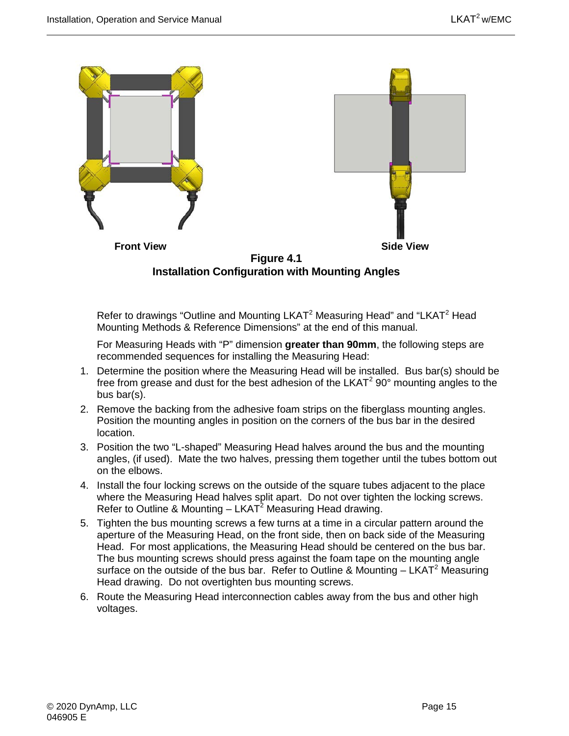Front View

Side View

**Figure 4.1**
**Installation Configuration with Mounting Angles**

Refer to drawings "Outline and Mounting LKAT$^2$ Measuring Head" and "LKAT$^2$ Head Mounting Methods & Reference Dimensions" at the end of this manual.

For Measuring Heads with "P" dimension **greater than 90mm**, the following steps are recommended sequences for installing the Measuring Head:

1. Determine the position where the Measuring Head will be installed. Bus bar(s) should be free from grease and dust for the best adhesion of the LKAT$^2$ 90° mounting angles to the bus bar(s).
2. Remove the backing from the adhesive foam strips on the fiberglass mounting angles. Position the mounting angles in position on the corners of the bus bar in the desired location.
3. Position the two "L-shaped" Measuring Head halves around the bus and the mounting angles, (if used). Mate the two halves, pressing them together until the tubes bottom out on the elbows.
4. Install the four locking screws on the outside of the square tubes adjacent to the place where the Measuring Head halves split apart. Do not over tighten the locking screws. Refer to Outline & Mounting – LKAT$^2$ Measuring Head drawing.
5. Tighten the bus mounting screws a few turns at a time in a circular pattern around the aperture of the Measuring Head, on the front side, then on back side of the Measuring Head. For most applications, the Measuring Head should be centered on the bus bar. The bus mounting screws should press against the foam tape on the mounting angle surface on the outside of the bus bar. Refer to Outline & Mounting – LKAT$^2$ Measuring Head drawing. Do not overtighten bus mounting screws.
6. Route the Measuring Head interconnection cables away from the bus and other high voltages.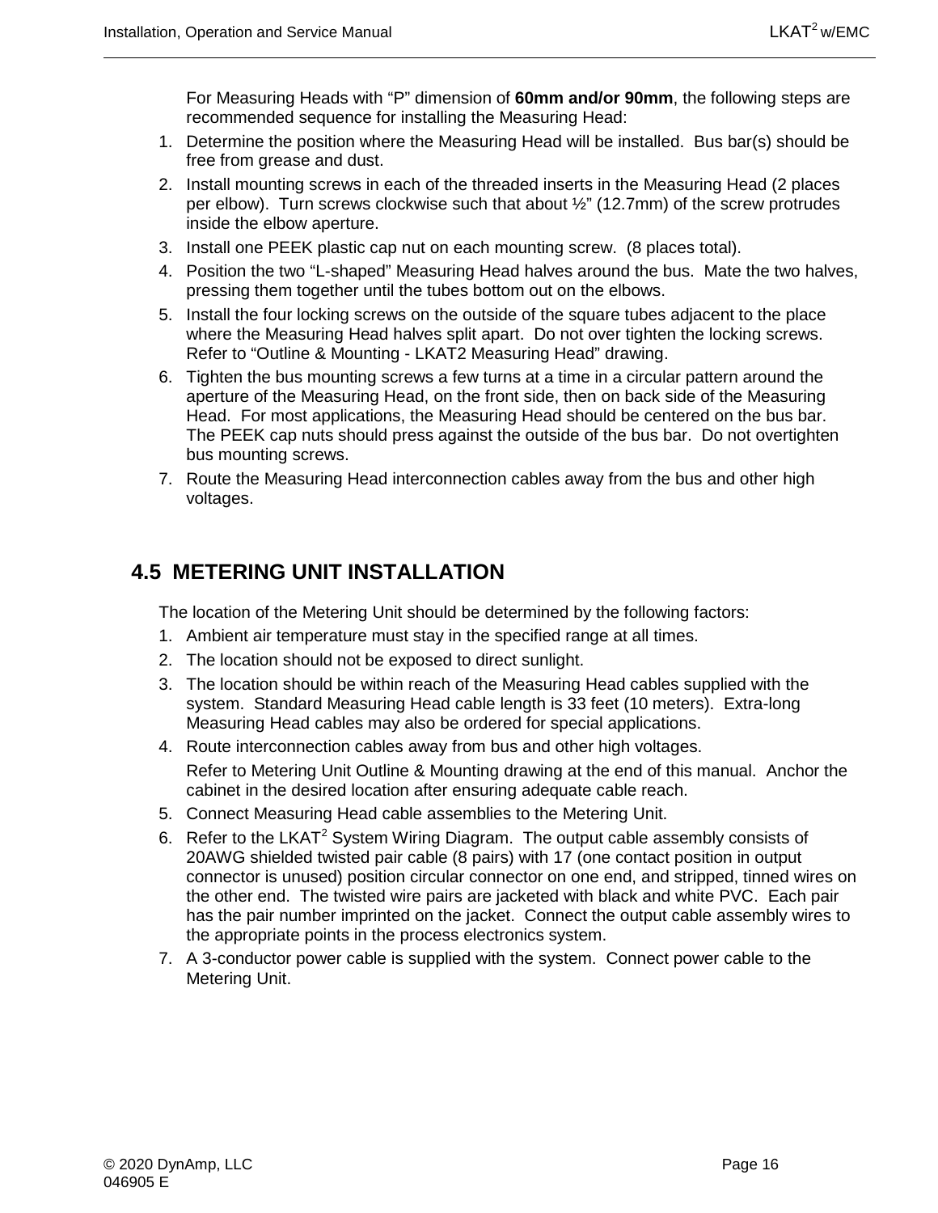For Measuring Heads with “P” dimension of **60mm and/or 90mm**, the following steps are recommended sequence for installing the Measuring Head:

1. Determine the position where the Measuring Head will be installed.  Bus bar(s) should be free from grease and dust.
2. Install mounting screws in each of the threaded inserts in the Measuring Head (2 places per elbow).  Turn screws clockwise such that about ½” (12.7mm) of the screw protrudes inside the elbow aperture.
3. Install one PEEK plastic cap nut on each mounting screw.  (8 places total).
4. Position the two “L-shaped” Measuring Head halves around the bus.  Mate the two halves, pressing them together until the tubes bottom out on the elbows.
5. Install the four locking screws on the outside of the square tubes adjacent to the place where the Measuring Head halves split apart.  Do not over tighten the locking screws.  Refer to “Outline & Mounting - LKAT2 Measuring Head” drawing.
6. Tighten the bus mounting screws a few turns at a time in a circular pattern around the aperture of the Measuring Head, on the front side, then on back side of the Measuring Head.  For most applications, the Measuring Head should be centered on the bus bar.  The PEEK cap nuts should press against the outside of the bus bar.  Do not overtighten bus mounting screws.
7. Route the Measuring Head interconnection cables away from the bus and other high voltages.

## 4.5 METERING UNIT INSTALLATION

The location of the Metering Unit should be determined by the following factors:

1. Ambient air temperature must stay in the specified range at all times.
2. The location should not be exposed to direct sunlight.
3. The location should be within reach of the Measuring Head cables supplied with the system.  Standard Measuring Head cable length is 33 feet (10 meters).  Extra-long Measuring Head cables may also be ordered for special applications.
4. Route interconnection cables away from bus and other high voltages.

   Refer to Metering Unit Outline & Mounting drawing at the end of this manual.  Anchor the cabinet in the desired location after ensuring adequate cable reach.
5. Connect Measuring Head cable assemblies to the Metering Unit.
6. Refer to the LKAT$^2$ System Wiring Diagram.  The output cable assembly consists of 20AWG shielded twisted pair cable (8 pairs) with 17 (one contact position in output connector is unused) position circular connector on one end, and stripped, tinned wires on the other end.  The twisted wire pairs are jacketed with black and white PVC.  Each pair has the pair number imprinted on the jacket.  Connect the output cable assembly wires to the appropriate points in the process electronics system.
7. A 3-conductor power cable is supplied with the system.  Connect power cable to the Metering Unit.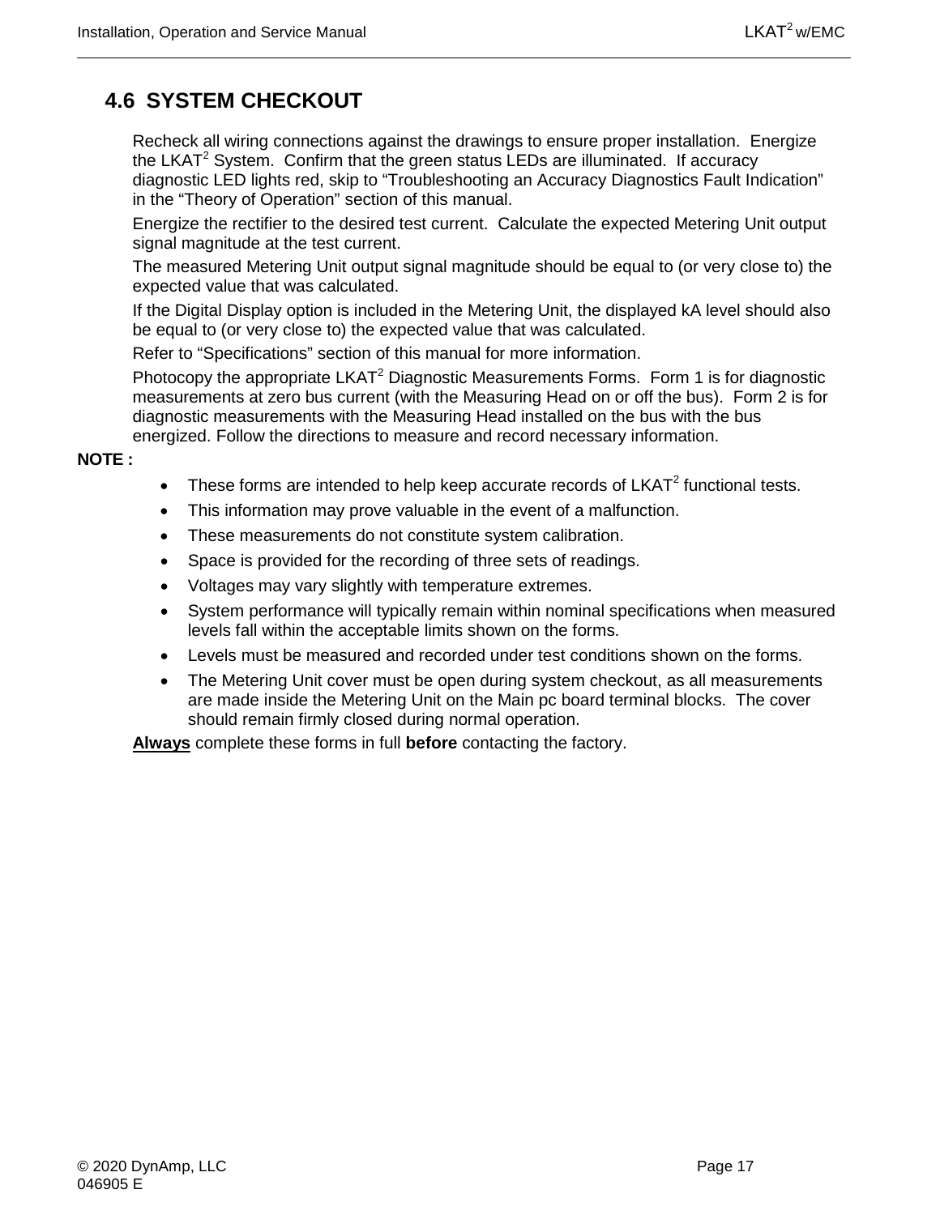## 4.6 SYSTEM CHECKOUT

Recheck all wiring connections against the drawings to ensure proper installation. Energize the LKAT$^2$ System. Confirm that the green status LEDs are illuminated. If accuracy diagnostic LED lights red, skip to "Troubleshooting an Accuracy Diagnostics Fault Indication" in the "Theory of Operation" section of this manual.

Energize the rectifier to the desired test current. Calculate the expected Metering Unit output signal magnitude at the test current.

The measured Metering Unit output signal magnitude should be equal to (or very close to) the expected value that was calculated.

If the Digital Display option is included in the Metering Unit, the displayed kA level should also be equal to (or very close to) the expected value that was calculated.

Refer to "Specifications" section of this manual for more information.

Photocopy the appropriate LKAT$^2$ Diagnostic Measurements Forms. Form 1 is for diagnostic measurements at zero bus current (with the Measuring Head on or off the bus). Form 2 is for diagnostic measurements with the Measuring Head installed on the bus with the bus energized. Follow the directions to measure and record necessary information.

**NOTE :**

- These forms are intended to help keep accurate records of LKAT$^2$ functional tests.
- This information may prove valuable in the event of a malfunction.
- These measurements do not constitute system calibration.
- Space is provided for the recording of three sets of readings.
- Voltages may vary slightly with temperature extremes.
- System performance will typically remain within nominal specifications when measured levels fall within the acceptable limits shown on the forms.
- Levels must be measured and recorded under test conditions shown on the forms.
- The Metering Unit cover must be open during system checkout, as all measurements are made inside the Metering Unit on the Main pc board terminal blocks. The cover should remain firmly closed during normal operation.

**Always** complete these forms in full **before** contacting the factory.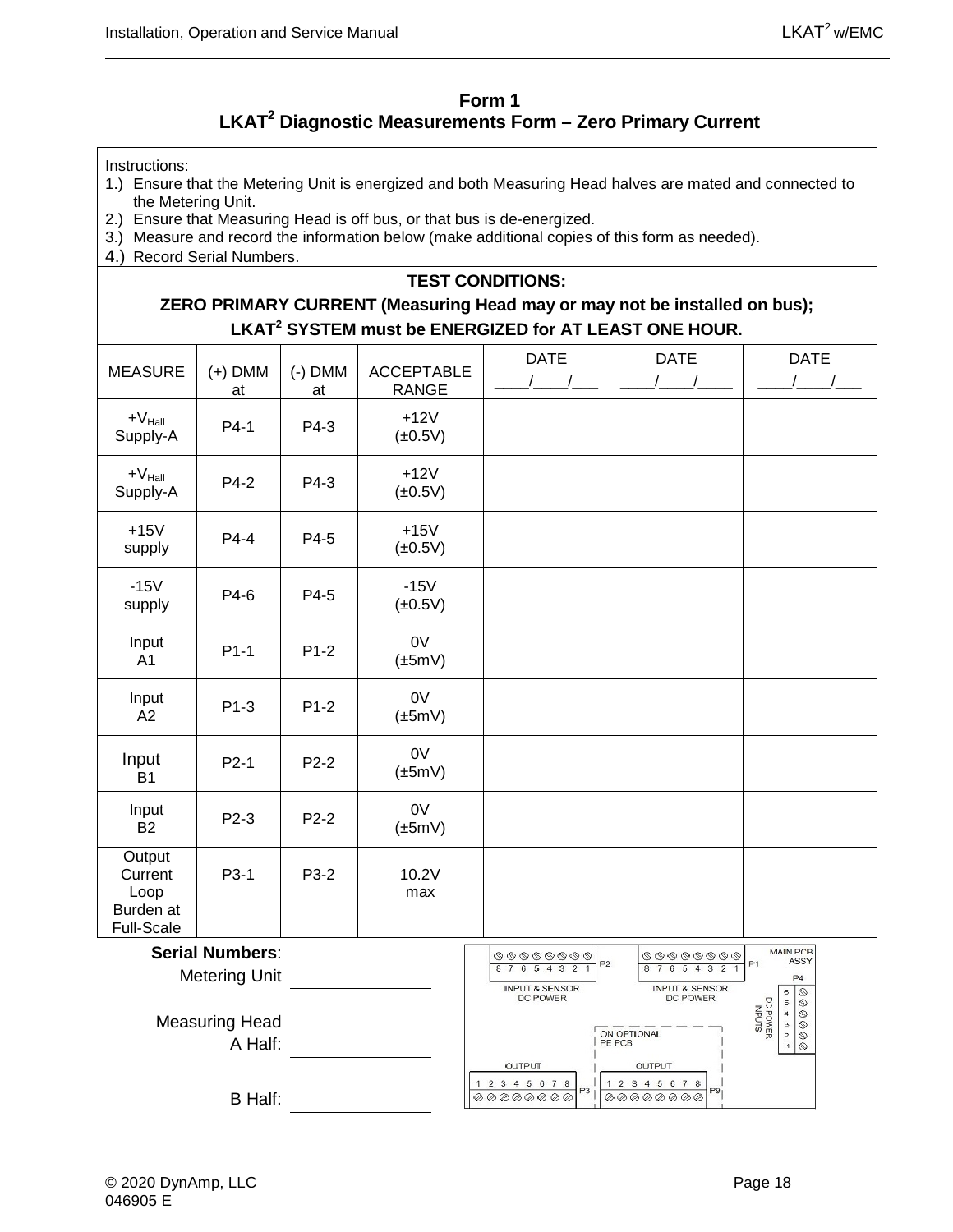## Form 1
## LKAT[2] Diagnostic Measurements Form – Zero Primary Current

Instructions:

1.) Ensure that the Metering Unit is energized and both Measuring Head halves are mated and connected to the Metering Unit.
2.) Ensure that Measuring Head is off bus, or that bus is de-energized.
3.) Measure and record the information below (make additional copies of this form as needed).
4.) Record Serial Numbers.

**TEST CONDITIONS:**
**ZERO PRIMARY CURRENT (Measuring Head may or may not be installed on bus);**
**LKAT[2] SYSTEM must be ENERGIZED for AT LEAST ONE HOUR.**

| MEASURE | (+) DMM at | (-) DMM at | ACCEPTABLE RANGE | DATE ____/____/___ | DATE ____/____/____ | DATE ____/____/___ |
|---|---|---|---|---|---|---|
| $+V_{Hall}$ Supply-A | P4-1 | P4-3 | +12V (±0.5V) | | | |
| $+V_{Hall}$ Supply-A | P4-2 | P4-3 | +12V (±0.5V) | | | |
| +15V supply | P4-4 | P4-5 | +15V (±0.5V) | | | |
| -15V supply | P4-6 | P4-5 | -15V (±0.5V) | | | |
| Input A1 | P1-1 | P1-2 | 0V (±5mV) | | | |
| Input A2 | P1-3 | P1-2 | 0V (±5mV) | | | |
| Input B1 | P2-1 | P2-2 | 0V (±5mV) | | | |
| Input B2 | P2-3 | P2-2 | 0V (±5mV) | | | |
| Output Current Loop Burden at Full-Scale | P3-1 | P3-2 | 10.2V max | | | |

**Serial Numbers**:

Metering Unit ______________

Measuring Head A Half: ______________

B Half: ______________

MAIN PCB ASSY
P2 8 7 6 5 4 3 2 1 INPUT & SENSOR DC POWER
P1 8 7 6 5 4 3 2 1 INPUT & SENSOR DC POWER
P4 6 5 4 3 2 1 DC POWER INPUTS
ON OPTIONAL PE PCB
OUTPUT 1 2 3 4 5 6 7 8 P3
OUTPUT 1 2 3 4 5 6 7 8 P9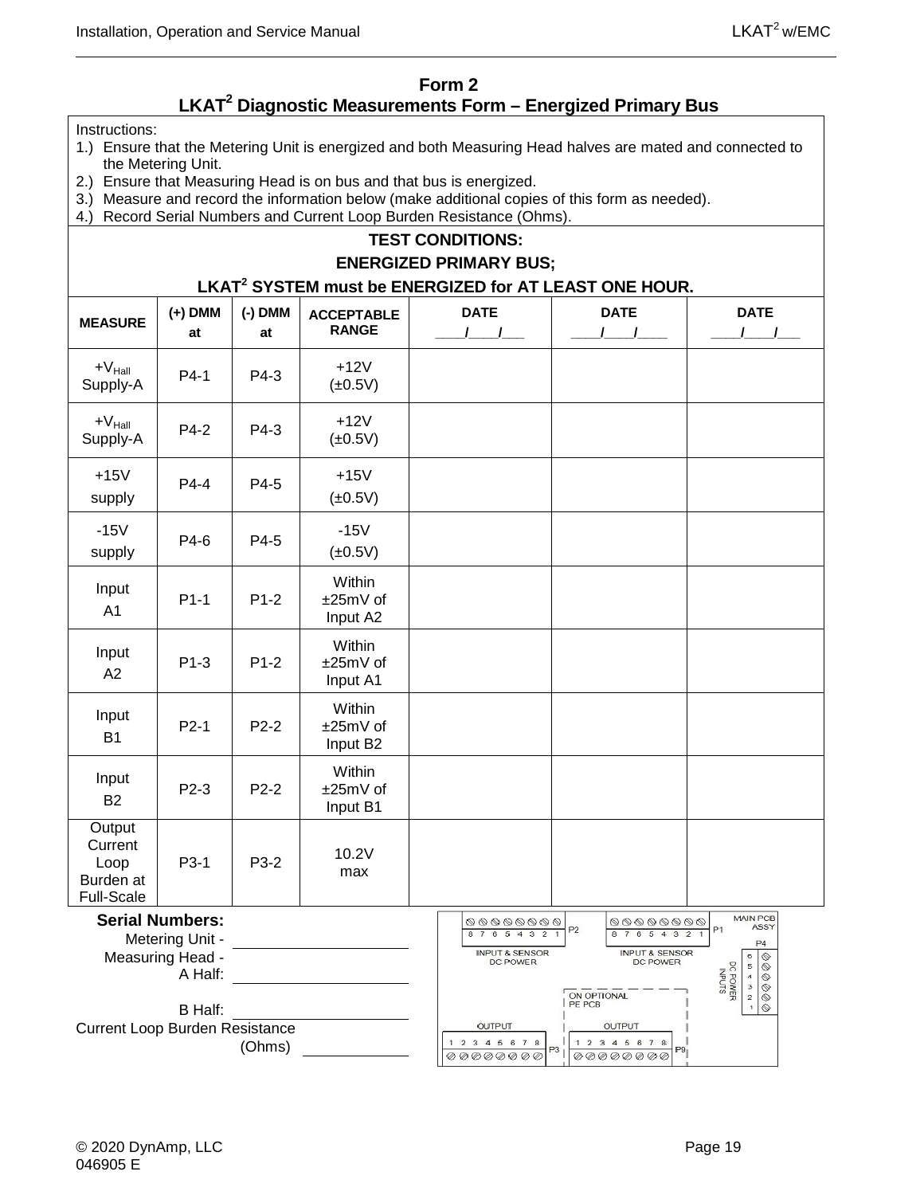# Form 2
## LKAT[2] Diagnostic Measurements Form – Energized Primary Bus

Instructions:

1.) Ensure that the Metering Unit is energized and both Measuring Head halves are mated and connected to the Metering Unit.
2.) Ensure that Measuring Head is on bus and that bus is energized.
3.) Measure and record the information below (make additional copies of this form as needed).
4.) Record Serial Numbers and Current Loop Burden Resistance (Ohms).

**TEST CONDITIONS:**
**ENERGIZED PRIMARY BUS;**
**LKAT[2] SYSTEM must be ENERGIZED for AT LEAST ONE HOUR.**

| MEASURE | (+) DMM at | (-) DMM at | ACCEPTABLE RANGE | DATE ____/____/___ | DATE ____/____/____ | DATE ____/____/___ |
|---|---|---|---|---|---|---|
| $+V_{Hall}$ Supply-A | P4-1 | P4-3 | +12V (±0.5V) | | | |
| $+V_{Hall}$ Supply-A | P4-2 | P4-3 | +12V (±0.5V) | | | |
| +15V supply | P4-4 | P4-5 | +15V (±0.5V) | | | |
| -15V supply | P4-6 | P4-5 | -15V (±0.5V) | | | |
| Input A1 | P1-1 | P1-2 | Within ±25mV of Input A2 | | | |
| Input A2 | P1-3 | P1-2 | Within ±25mV of Input A1 | | | |
| Input B1 | P2-1 | P2-2 | Within ±25mV of Input B2 | | | |
| Input B2 | P2-3 | P2-2 | Within ±25mV of Input B1 | | | |
| Output Current Loop Burden at Full-Scale | P3-1 | P3-2 | 10.2V max | | | |

**Serial Numbers:**

Metering Unit - ____________________

Measuring Head - A Half: ____________________

B Half: ____________________

Current Loop Burden Resistance (Ohms) ____________

MAIN PCB ASSY — P2: 8 7 6 5 4 3 2 1 INPUT & SENSOR DC POWER; P1: 8 7 6 5 4 3 2 1 INPUT & SENSOR DC POWER; P4: 6 5 4 3 2 1 DC POWER INPUTS; ON OPTIONAL PE PCB; P3: OUTPUT 1 2 3 4 5 6 7 8; P9: OUTPUT 1 2 3 4 5 6 7 8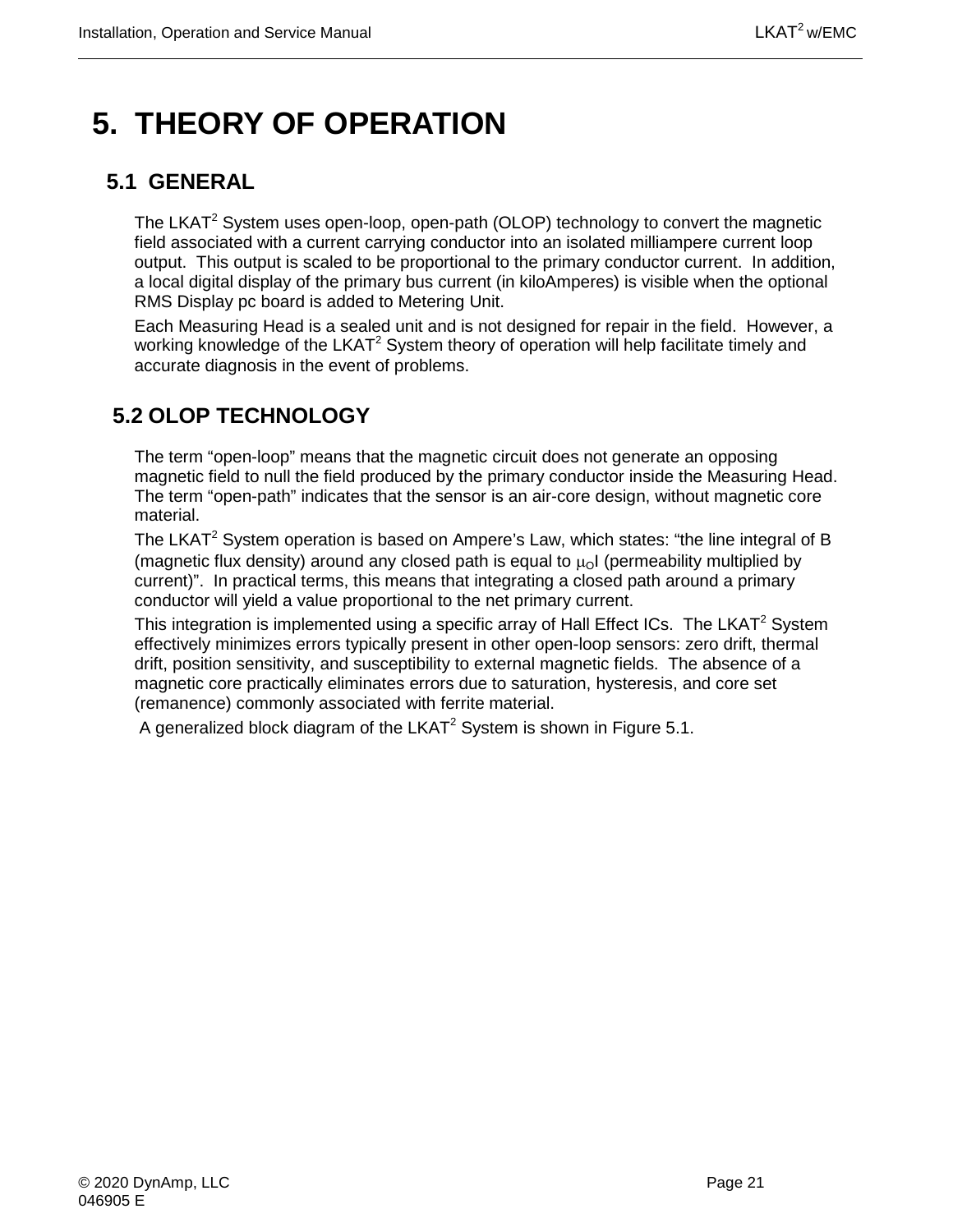# 5. THEORY OF OPERATION

## 5.1 GENERAL

The LKAT$^2$ System uses open-loop, open-path (OLOP) technology to convert the magnetic field associated with a current carrying conductor into an isolated milliampere current loop output. This output is scaled to be proportional to the primary conductor current. In addition, a local digital display of the primary bus current (in kiloAmperes) is visible when the optional RMS Display pc board is added to Metering Unit.

Each Measuring Head is a sealed unit and is not designed for repair in the field. However, a working knowledge of the LKAT$^2$ System theory of operation will help facilitate timely and accurate diagnosis in the event of problems.

## 5.2 OLOP TECHNOLOGY

The term "open-loop" means that the magnetic circuit does not generate an opposing magnetic field to null the field produced by the primary conductor inside the Measuring Head. The term "open-path" indicates that the sensor is an air-core design, without magnetic core material.

The LKAT$^2$ System operation is based on Ampere's Law, which states: "the line integral of B (magnetic flux density) around any closed path is equal to $\mu_O I$ (permeability multiplied by current)". In practical terms, this means that integrating a closed path around a primary conductor will yield a value proportional to the net primary current.

This integration is implemented using a specific array of Hall Effect ICs. The LKAT$^2$ System effectively minimizes errors typically present in other open-loop sensors: zero drift, thermal drift, position sensitivity, and susceptibility to external magnetic fields. The absence of a magnetic core practically eliminates errors due to saturation, hysteresis, and core set (remanence) commonly associated with ferrite material.

A generalized block diagram of the LKAT$^2$ System is shown in Figure 5.1.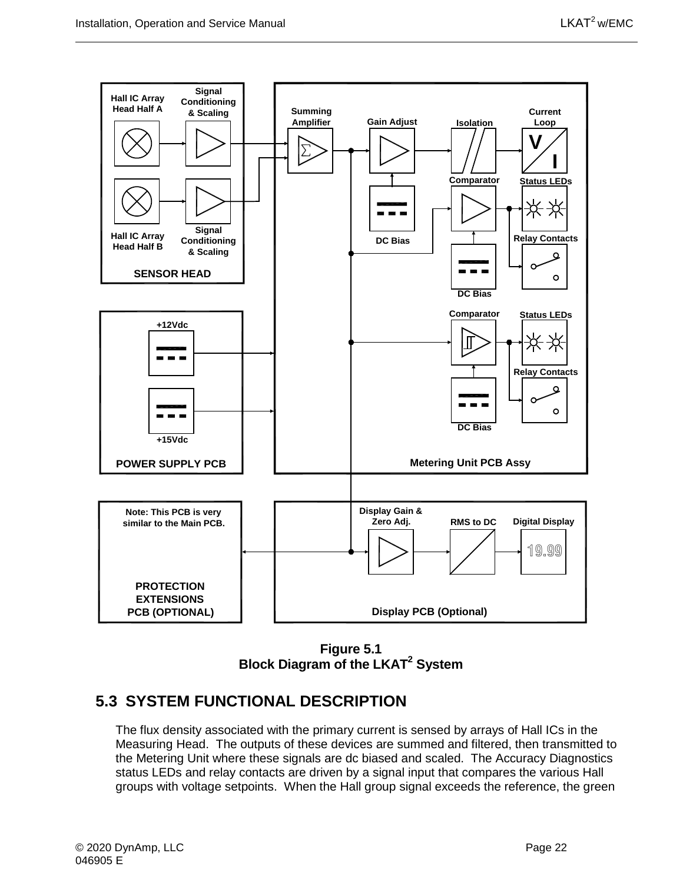Figure 5.1
Block Diagram of the LKAT$^2$ System

## 5.3 SYSTEM FUNCTIONAL DESCRIPTION

The flux density associated with the primary current is sensed by arrays of Hall ICs in the Measuring Head. The outputs of these devices are summed and filtered, then transmitted to the Metering Unit where these signals are dc biased and scaled. The Accuracy Diagnostics status LEDs and relay contacts are driven by a signal input that compares the various Hall groups with voltage setpoints. When the Hall group signal exceeds the reference, the green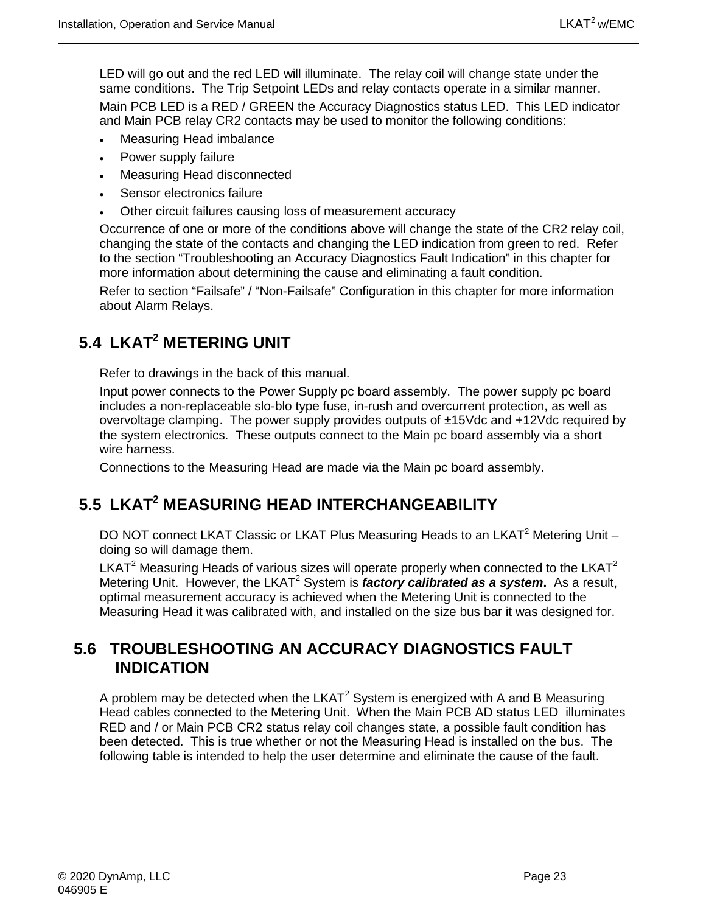LED will go out and the red LED will illuminate. The relay coil will change state under the same conditions. The Trip Setpoint LEDs and relay contacts operate in a similar manner.

Main PCB LED is a RED / GREEN the Accuracy Diagnostics status LED. This LED indicator and Main PCB relay CR2 contacts may be used to monitor the following conditions:

- Measuring Head imbalance
- Power supply failure
- Measuring Head disconnected
- Sensor electronics failure
- Other circuit failures causing loss of measurement accuracy

Occurrence of one or more of the conditions above will change the state of the CR2 relay coil, changing the state of the contacts and changing the LED indication from green to red. Refer to the section "Troubleshooting an Accuracy Diagnostics Fault Indication" in this chapter for more information about determining the cause and eliminating a fault condition.

Refer to section "Failsafe" / "Non-Failsafe" Configuration in this chapter for more information about Alarm Relays.

## 5.4 LKAT$^2$ METERING UNIT

Refer to drawings in the back of this manual.

Input power connects to the Power Supply pc board assembly. The power supply pc board includes a non-replaceable slo-blo type fuse, in-rush and overcurrent protection, as well as overvoltage clamping. The power supply provides outputs of ±15Vdc and +12Vdc required by the system electronics. These outputs connect to the Main pc board assembly via a short wire harness.

Connections to the Measuring Head are made via the Main pc board assembly.

## 5.5 LKAT$^2$ MEASURING HEAD INTERCHANGEABILITY

DO NOT connect LKAT Classic or LKAT Plus Measuring Heads to an LKAT$^2$ Metering Unit – doing so will damage them.

LKAT$^2$ Measuring Heads of various sizes will operate properly when connected to the LKAT$^2$ Metering Unit. However, the LKAT$^2$ System is ***factory calibrated as a system***. As a result, optimal measurement accuracy is achieved when the Metering Unit is connected to the Measuring Head it was calibrated with, and installed on the size bus bar it was designed for.

## 5.6 TROUBLESHOOTING AN ACCURACY DIAGNOSTICS FAULT INDICATION

A problem may be detected when the LKAT$^2$ System is energized with A and B Measuring Head cables connected to the Metering Unit. When the Main PCB AD status LED illuminates RED and / or Main PCB CR2 status relay coil changes state, a possible fault condition has been detected. This is true whether or not the Measuring Head is installed on the bus. The following table is intended to help the user determine and eliminate the cause of the fault.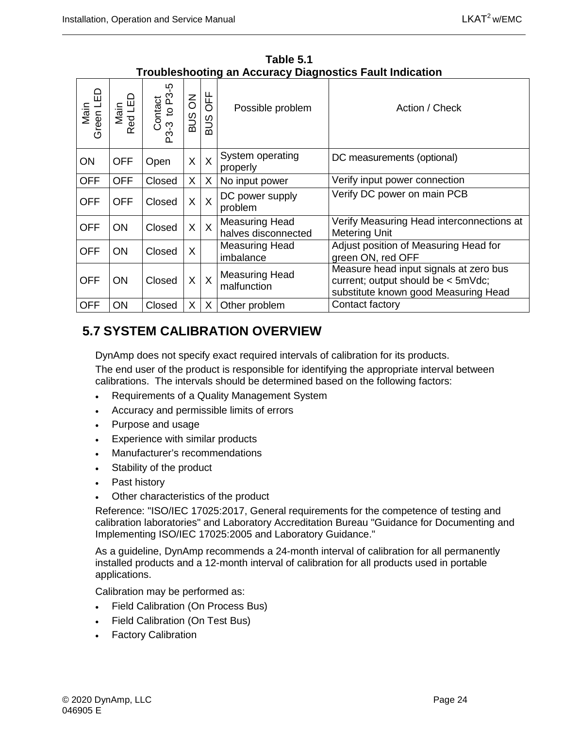**Table 5.1**
**Troubleshooting an Accuracy Diagnostics Fault Indication**

| Main Green LED | Main Red LED | Contact P3-3 to P3-5 | BUS ON | BUS OFF | Possible problem | Action / Check |
|---|---|---|---|---|---|---|
| ON | OFF | Open | X | X | System operating properly | DC measurements (optional) |
| OFF | OFF | Closed | X | X | No input power | Verify input power connection |
| OFF | OFF | Closed | X | X | DC power supply problem | Verify DC power on main PCB |
| OFF | ON | Closed | X | X | Measuring Head halves disconnected | Verify Measuring Head interconnections at Metering Unit |
| OFF | ON | Closed | X | | Measuring Head imbalance | Adjust position of Measuring Head for green ON, red OFF |
| OFF | ON | Closed | X | X | Measuring Head malfunction | Measure head input signals at zero bus current; output should be < 5mVdc; substitute known good Measuring Head |
| OFF | ON | Closed | X | X | Other problem | Contact factory |

## 5.7 SYSTEM CALIBRATION OVERVIEW

DynAmp does not specify exact required intervals of calibration for its products.

The end user of the product is responsible for identifying the appropriate interval between calibrations. The intervals should be determined based on the following factors:

- Requirements of a Quality Management System
- Accuracy and permissible limits of errors
- Purpose and usage
- Experience with similar products
- Manufacturer's recommendations
- Stability of the product
- Past history
- Other characteristics of the product

Reference: "ISO/IEC 17025:2017, General requirements for the competence of testing and calibration laboratories" and Laboratory Accreditation Bureau "Guidance for Documenting and Implementing ISO/IEC 17025:2005 and Laboratory Guidance."

As a guideline, DynAmp recommends a 24-month interval of calibration for all permanently installed products and a 12-month interval of calibration for all products used in portable applications.

Calibration may be performed as:

- Field Calibration (On Process Bus)
- Field Calibration (On Test Bus)
- Factory Calibration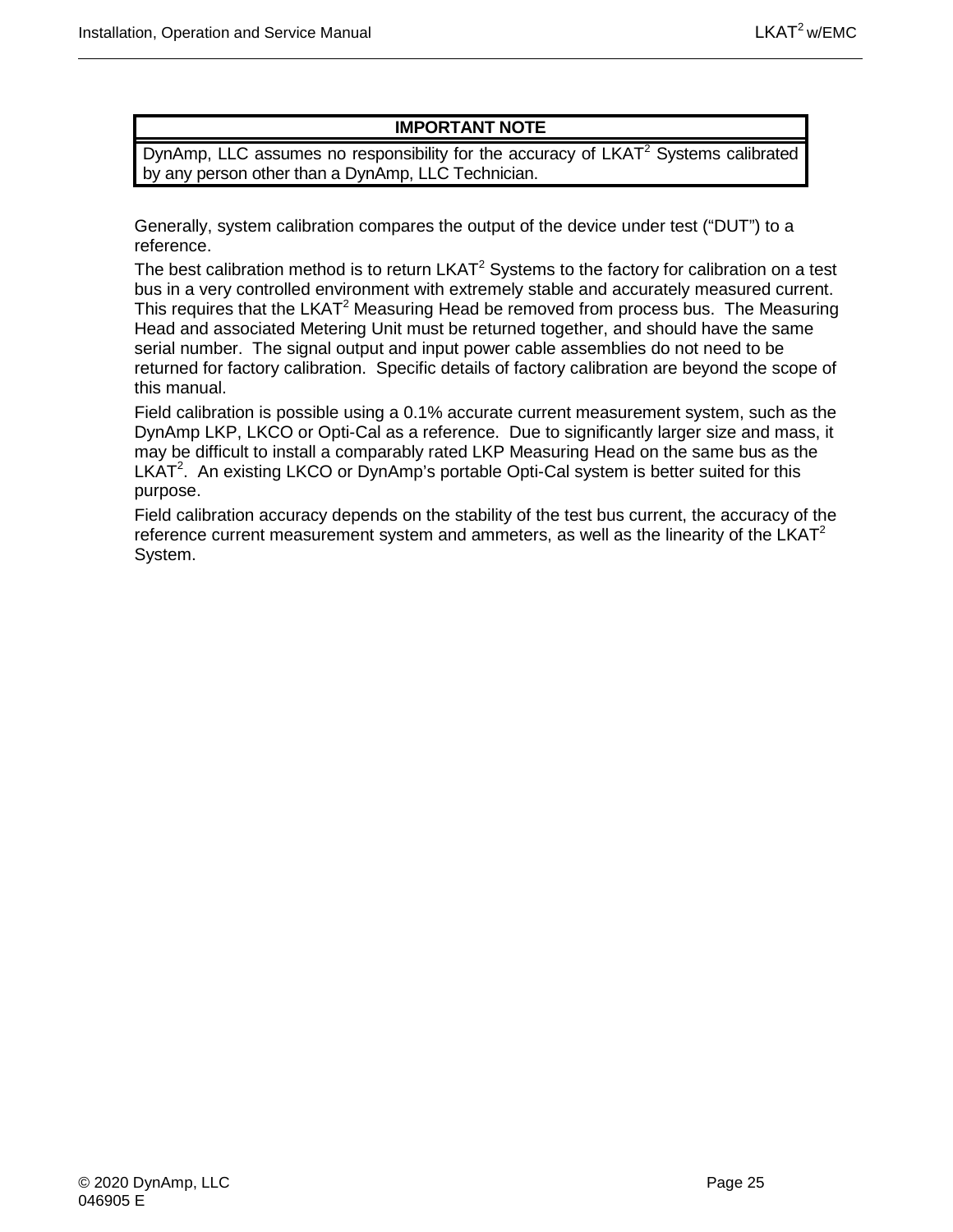| IMPORTANT NOTE |
| --- |
| DynAmp, LLC assumes no responsibility for the accuracy of $LKAT^2$ Systems calibrated by any person other than a DynAmp, LLC Technician. |

Generally, system calibration compares the output of the device under test ("DUT") to a reference.

The best calibration method is to return $LKAT^2$ Systems to the factory for calibration on a test bus in a very controlled environment with extremely stable and accurately measured current. This requires that the $LKAT^2$ Measuring Head be removed from process bus. The Measuring Head and associated Metering Unit must be returned together, and should have the same serial number. The signal output and input power cable assemblies do not need to be returned for factory calibration. Specific details of factory calibration are beyond the scope of this manual.

Field calibration is possible using a 0.1% accurate current measurement system, such as the DynAmp LKP, LKCO or Opti-Cal as a reference. Due to significantly larger size and mass, it may be difficult to install a comparably rated LKP Measuring Head on the same bus as the $LKAT^2$. An existing LKCO or DynAmp's portable Opti-Cal system is better suited for this purpose.

Field calibration accuracy depends on the stability of the test bus current, the accuracy of the reference current measurement system and ammeters, as well as the linearity of the $LKAT^2$ System.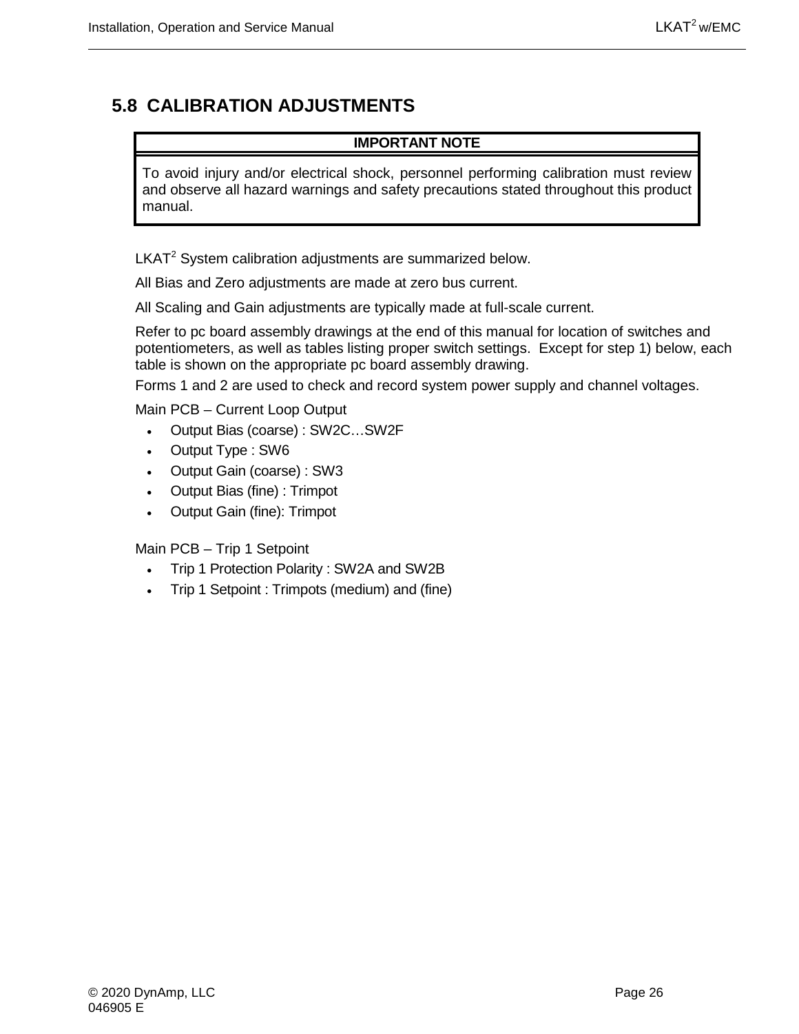## 5.8 CALIBRATION ADJUSTMENTS

| IMPORTANT NOTE |
| --- |
| To avoid injury and/or electrical shock, personnel performing calibration must review and observe all hazard warnings and safety precautions stated throughout this product manual. |

LKAT$^2$ System calibration adjustments are summarized below.

All Bias and Zero adjustments are made at zero bus current.

All Scaling and Gain adjustments are typically made at full-scale current.

Refer to pc board assembly drawings at the end of this manual for location of switches and potentiometers, as well as tables listing proper switch settings. Except for step 1) below, each table is shown on the appropriate pc board assembly drawing.

Forms 1 and 2 are used to check and record system power supply and channel voltages.

Main PCB – Current Loop Output

- Output Bias (coarse) : SW2C…SW2F
- Output Type : SW6
- Output Gain (coarse) : SW3
- Output Bias (fine) : Trimpot
- Output Gain (fine): Trimpot

Main PCB – Trip 1 Setpoint

- Trip 1 Protection Polarity : SW2A and SW2B
- Trip 1 Setpoint : Trimpots (medium) and (fine)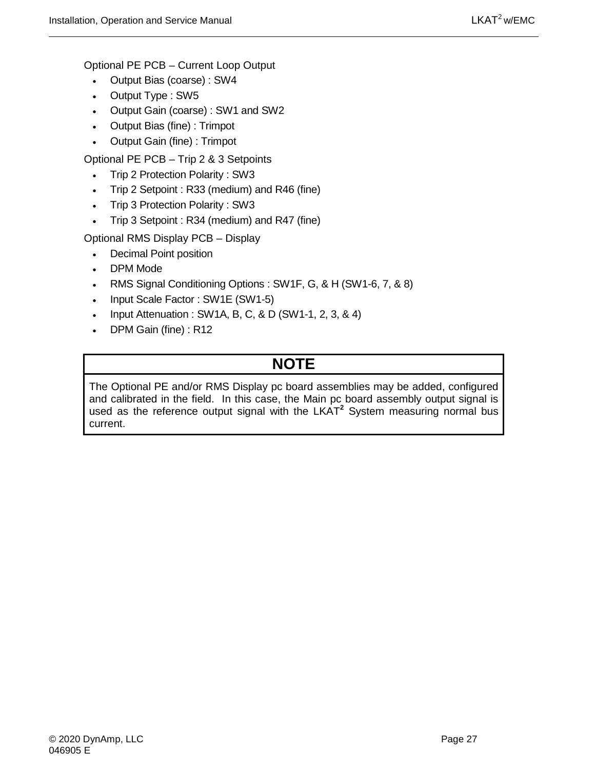Optional PE PCB – Current Loop Output

- Output Bias (coarse) : SW4
- Output Type : SW5
- Output Gain (coarse) : SW1 and SW2
- Output Bias (fine) : Trimpot
- Output Gain (fine) : Trimpot

Optional PE PCB – Trip 2 & 3 Setpoints

- Trip 2 Protection Polarity : SW3
- Trip 2 Setpoint : R33 (medium) and R46 (fine)
- Trip 3 Protection Polarity : SW3
- Trip 3 Setpoint : R34 (medium) and R47 (fine)

Optional RMS Display PCB – Display

- Decimal Point position
- DPM Mode
- RMS Signal Conditioning Options : SW1F, G, & H (SW1-6, 7, & 8)
- Input Scale Factor : SW1E (SW1-5)
- Input Attenuation : SW1A, B, C, & D (SW1-1, 2, 3, & 4)
- DPM Gain (fine) : R12

| NOTE |
| --- |
| The Optional PE and/or RMS Display pc board assemblies may be added, configured and calibrated in the field. In this case, the Main pc board assembly output signal is used as the reference output signal with the LKAT$^2$ System measuring normal bus current. |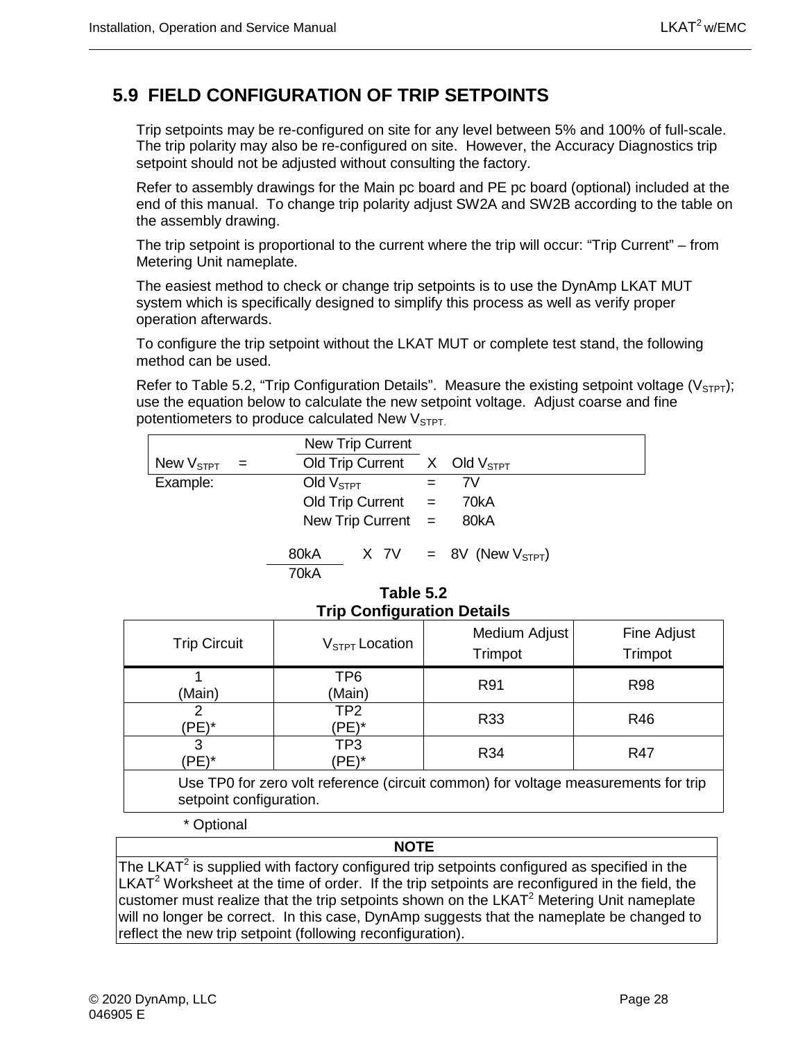## 5.9 FIELD CONFIGURATION OF TRIP SETPOINTS

Trip setpoints may be re-configured on site for any level between 5% and 100% of full-scale. The trip polarity may also be re-configured on site. However, the Accuracy Diagnostics trip setpoint should not be adjusted without consulting the factory.

Refer to assembly drawings for the Main pc board and PE pc board (optional) included at the end of this manual. To change trip polarity adjust SW2A and SW2B according to the table on the assembly drawing.

The trip setpoint is proportional to the current where the trip will occur: "Trip Current" – from Metering Unit nameplate.

The easiest method to check or change trip setpoints is to use the DynAmp LKAT MUT system which is specifically designed to simplify this process as well as verify proper operation afterwards.

To configure the trip setpoint without the LKAT MUT or complete test stand, the following method can be used.

Refer to Table 5.2, "Trip Configuration Details". Measure the existing setpoint voltage ($V_{STPT}$); use the equation below to calculate the new setpoint voltage. Adjust coarse and fine potentiometers to produce calculated New $V_{STPT.}$

$$\text{New } V_{STPT} = \frac{\text{New Trip Current}}{\text{Old Trip Current}} \times \text{Old } V_{STPT}$$

Example:

- Old $V_{STPT}$ = 7V
- Old Trip Current = 70kA
- New Trip Current = 80kA

$$\frac{80\text{kA}}{70\text{kA}} \times 7\text{V} = 8\text{V} \ (\text{New } V_{STPT})$$

**Table 5.2**
**Trip Configuration Details**

| Trip Circuit | $V_{STPT}$ Location | Medium Adjust Trimpot | Fine Adjust Trimpot |
|---|---|---|---|
| 1 (Main) | TP6 (Main) | R91 | R98 |
| 2 (PE)* | TP2 (PE)* | R33 | R46 |
| 3 (PE)* | TP3 (PE)* | R34 | R47 |
| Use TP0 for zero volt reference (circuit common) for voltage measurements for trip setpoint configuration. | | | |

\* Optional

| NOTE |
|---|
| The LKAT[2] is supplied with factory configured trip setpoints configured as specified in the LKAT[2] Worksheet at the time of order. If the trip setpoints are reconfigured in the field, the customer must realize that the trip setpoints shown on the LKAT[2] Metering Unit nameplate will no longer be correct. In this case, DynAmp suggests that the nameplate be changed to reflect the new trip setpoint (following reconfiguration). |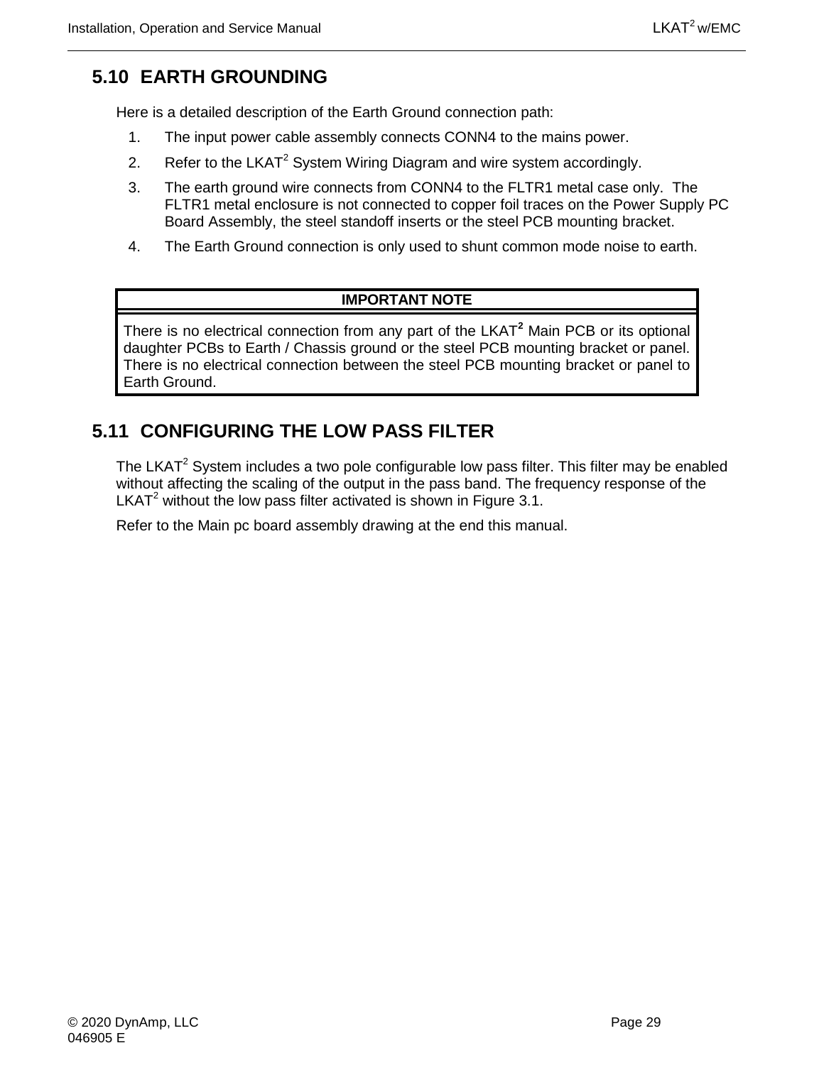## 5.10 EARTH GROUNDING

Here is a detailed description of the Earth Ground connection path:

1. The input power cable assembly connects CONN4 to the mains power.
2. Refer to the LKAT$^2$ System Wiring Diagram and wire system accordingly.
3. The earth ground wire connects from CONN4 to the FLTR1 metal case only. The FLTR1 metal enclosure is not connected to copper foil traces on the Power Supply PC Board Assembly, the steel standoff inserts or the steel PCB mounting bracket.
4. The Earth Ground connection is only used to shunt common mode noise to earth.

| IMPORTANT NOTE |
|---|
| There is no electrical connection from any part of the LKAT$^2$ Main PCB or its optional daughter PCBs to Earth / Chassis ground or the steel PCB mounting bracket or panel. There is no electrical connection between the steel PCB mounting bracket or panel to Earth Ground. |

## 5.11 CONFIGURING THE LOW PASS FILTER

The LKAT$^2$ System includes a two pole configurable low pass filter. This filter may be enabled without affecting the scaling of the output in the pass band. The frequency response of the LKAT$^2$ without the low pass filter activated is shown in Figure 3.1.

Refer to the Main pc board assembly drawing at the end this manual.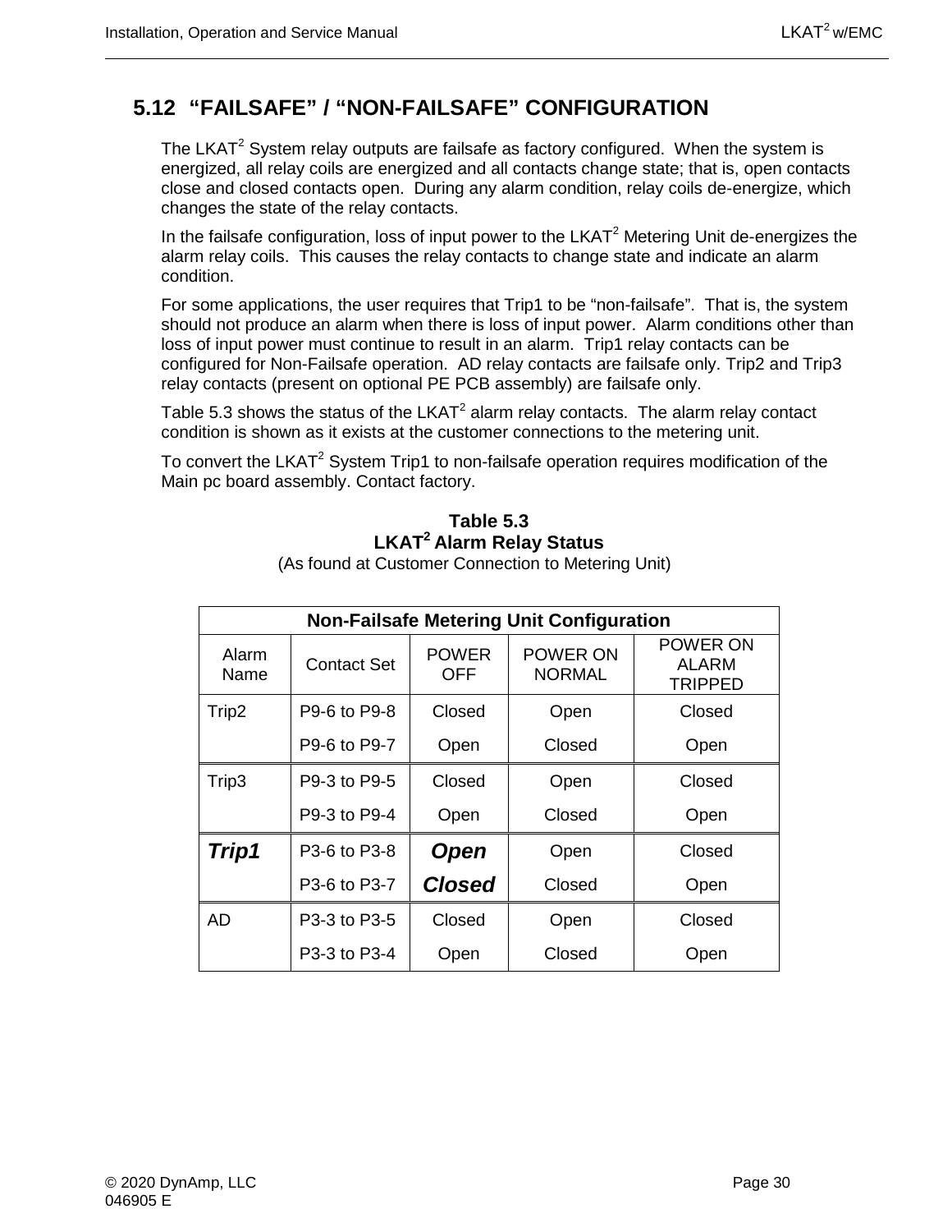## 5.12 "FAILSAFE" / "NON-FAILSAFE" CONFIGURATION

The LKAT$^2$ System relay outputs are failsafe as factory configured. When the system is energized, all relay coils are energized and all contacts change state; that is, open contacts close and closed contacts open. During any alarm condition, relay coils de-energize, which changes the state of the relay contacts.

In the failsafe configuration, loss of input power to the LKAT$^2$ Metering Unit de-energizes the alarm relay coils. This causes the relay contacts to change state and indicate an alarm condition.

For some applications, the user requires that Trip1 to be "non-failsafe". That is, the system should not produce an alarm when there is loss of input power. Alarm conditions other than loss of input power must continue to result in an alarm. Trip1 relay contacts can be configured for Non-Failsafe operation. AD relay contacts are failsafe only. Trip2 and Trip3 relay contacts (present on optional PE PCB assembly) are failsafe only.

Table 5.3 shows the status of the LKAT$^2$ alarm relay contacts. The alarm relay contact condition is shown as it exists at the customer connections to the metering unit.

To convert the LKAT$^2$ System Trip1 to non-failsafe operation requires modification of the Main pc board assembly. Contact factory.

**Table 5.3**
**LKAT$^2$ Alarm Relay Status**
(As found at Customer Connection to Metering Unit)

| **Non-Failsafe Metering Unit Configuration** | | | | |
|---|---|---|---|---|
| Alarm Name | Contact Set | POWER OFF | POWER ON NORMAL | POWER ON ALARM TRIPPED |
| Trip2 | P9-6 to P9-8 | Closed | Open | Closed |
| | P9-6 to P9-7 | Open | Closed | Open |
| Trip3 | P9-3 to P9-5 | Closed | Open | Closed |
| | P9-3 to P9-4 | Open | Closed | Open |
| ***Trip1*** | P3-6 to P3-8 | ***Open*** | Open | Closed |
| | P3-6 to P3-7 | ***Closed*** | Closed | Open |
| AD | P3-3 to P3-5 | Closed | Open | Closed |
| | P3-3 to P3-4 | Open | Closed | Open |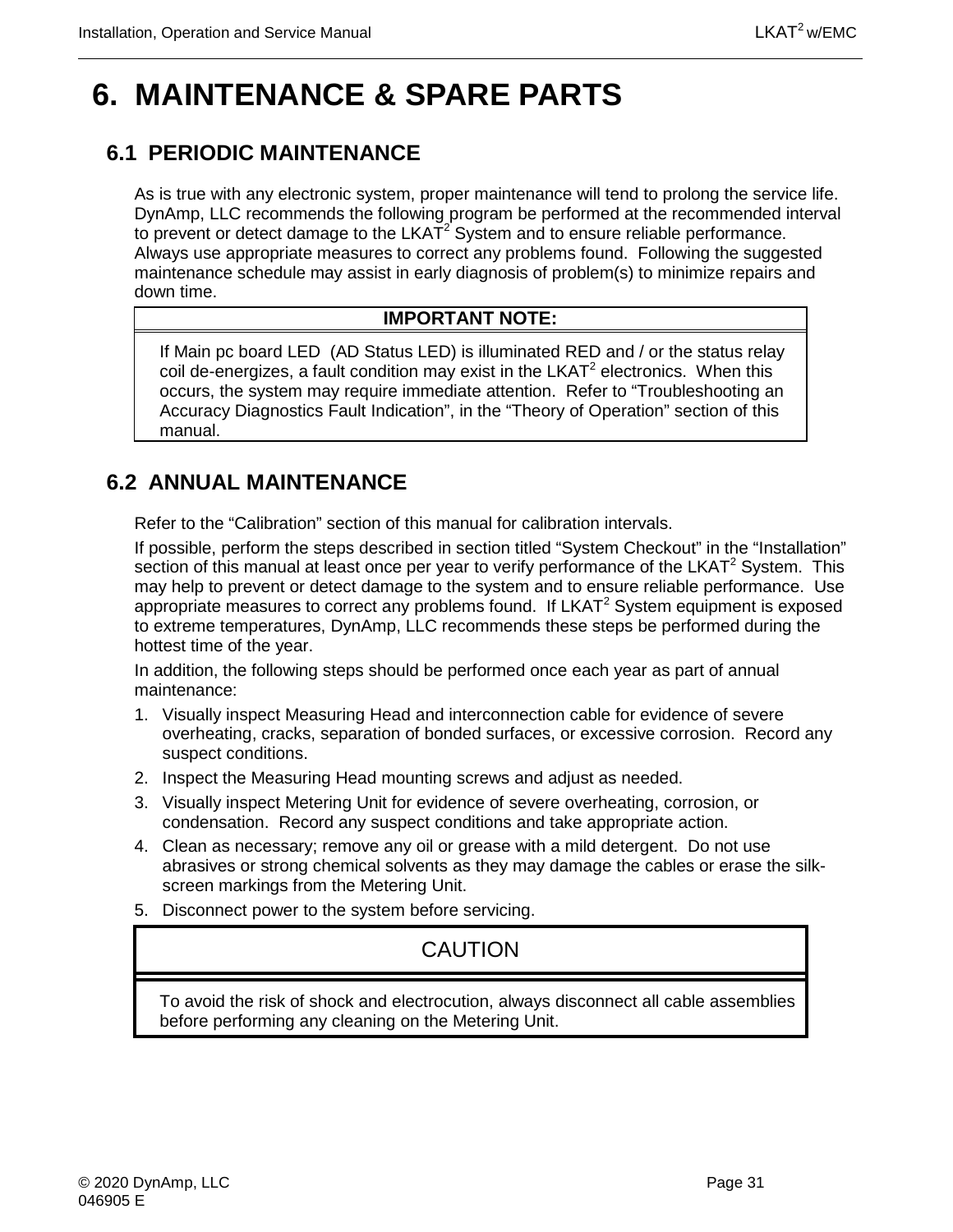# 6. MAINTENANCE & SPARE PARTS

## 6.1 PERIODIC MAINTENANCE

As is true with any electronic system, proper maintenance will tend to prolong the service life. DynAmp, LLC recommends the following program be performed at the recommended interval to prevent or detect damage to the LKAT$^2$ System and to ensure reliable performance. Always use appropriate measures to correct any problems found. Following the suggested maintenance schedule may assist in early diagnosis of problem(s) to minimize repairs and down time.

| IMPORTANT NOTE: |
| --- |
| If Main pc board LED (AD Status LED) is illuminated RED and / or the status relay coil de-energizes, a fault condition may exist in the LKAT$^2$ electronics. When this occurs, the system may require immediate attention. Refer to "Troubleshooting an Accuracy Diagnostics Fault Indication", in the "Theory of Operation" section of this manual. |

## 6.2 ANNUAL MAINTENANCE

Refer to the "Calibration" section of this manual for calibration intervals.

If possible, perform the steps described in section titled "System Checkout" in the "Installation" section of this manual at least once per year to verify performance of the LKAT$^2$ System. This may help to prevent or detect damage to the system and to ensure reliable performance. Use appropriate measures to correct any problems found. If LKAT$^2$ System equipment is exposed to extreme temperatures, DynAmp, LLC recommends these steps be performed during the hottest time of the year.

In addition, the following steps should be performed once each year as part of annual maintenance:

1. Visually inspect Measuring Head and interconnection cable for evidence of severe overheating, cracks, separation of bonded surfaces, or excessive corrosion. Record any suspect conditions.
2. Inspect the Measuring Head mounting screws and adjust as needed.
3. Visually inspect Metering Unit for evidence of severe overheating, corrosion, or condensation. Record any suspect conditions and take appropriate action.
4. Clean as necessary; remove any oil or grease with a mild detergent. Do not use abrasives or strong chemical solvents as they may damage the cables or erase the silk-screen markings from the Metering Unit.
5. Disconnect power to the system before servicing.

| CAUTION |
| --- |
| To avoid the risk of shock and electrocution, always disconnect all cable assemblies before performing any cleaning on the Metering Unit. |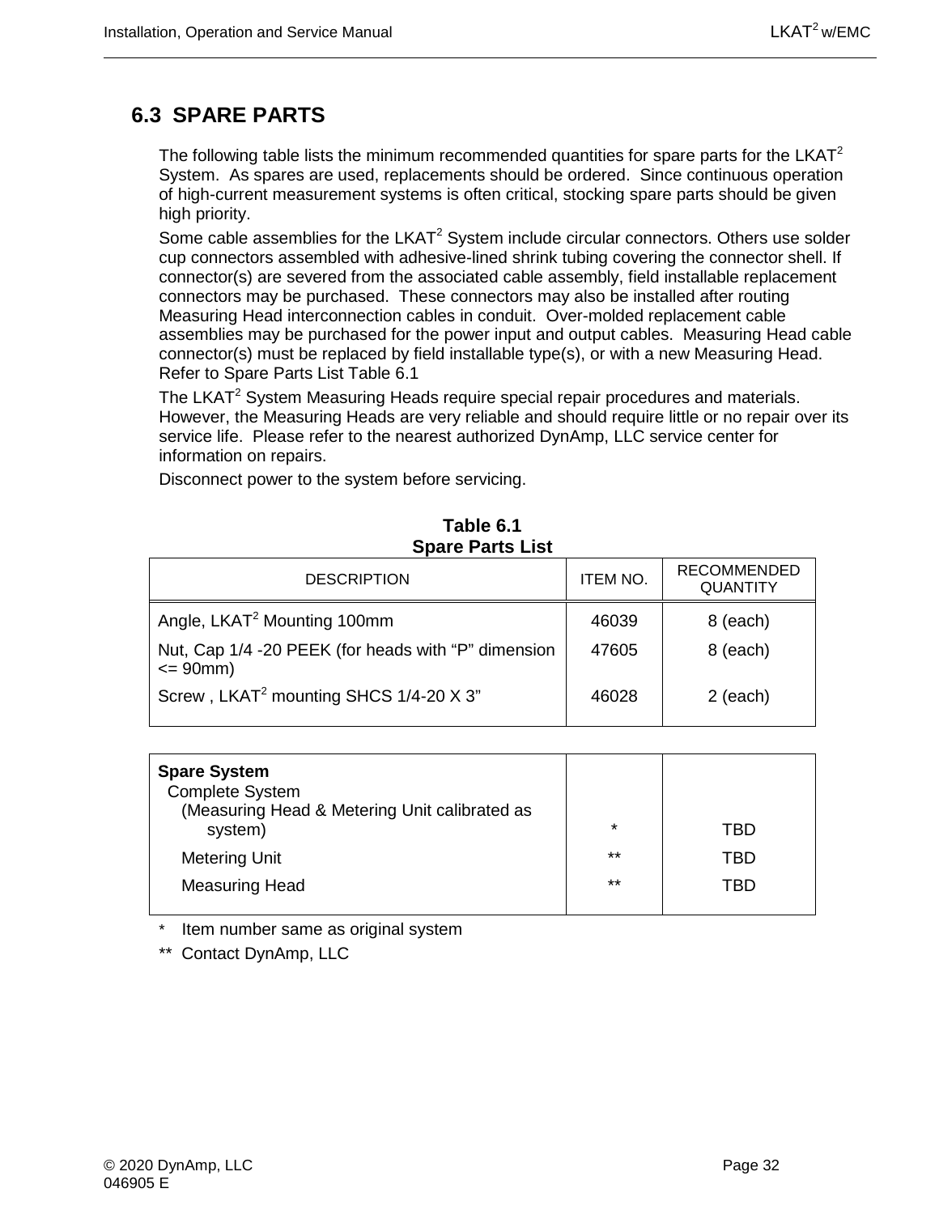## 6.3 SPARE PARTS

The following table lists the minimum recommended quantities for spare parts for the LKAT$^2$ System. As spares are used, replacements should be ordered. Since continuous operation of high-current measurement systems is often critical, stocking spare parts should be given high priority.

Some cable assemblies for the LKAT$^2$ System include circular connectors. Others use solder cup connectors assembled with adhesive-lined shrink tubing covering the connector shell. If connector(s) are severed from the associated cable assembly, field installable replacement connectors may be purchased. These connectors may also be installed after routing Measuring Head interconnection cables in conduit. Over-molded replacement cable assemblies may be purchased for the power input and output cables. Measuring Head cable connector(s) must be replaced by field installable type(s), or with a new Measuring Head. Refer to Spare Parts List Table 6.1

The LKAT$^2$ System Measuring Heads require special repair procedures and materials. However, the Measuring Heads are very reliable and should require little or no repair over its service life. Please refer to the nearest authorized DynAmp, LLC service center for information on repairs.

Disconnect power to the system before servicing.

**Table 6.1**
**Spare Parts List**

| DESCRIPTION | ITEM NO. | RECOMMENDED QUANTITY |
|---|---|---|
| Angle, LKAT$^2$ Mounting 100mm | 46039 | 8 (each) |
| Nut, Cap 1/4 -20 PEEK (for heads with "P" dimension <= 90mm) | 47605 | 8 (each) |
| Screw , LKAT$^2$ mounting SHCS 1/4-20 X 3" | 46028 | 2 (each) |
| **Spare System** | | |
| Complete System (Measuring Head & Metering Unit calibrated as system) | * | TBD |
| Metering Unit | ** | TBD |
| Measuring Head | ** | TBD |

\* Item number same as original system

** Contact DynAmp, LLC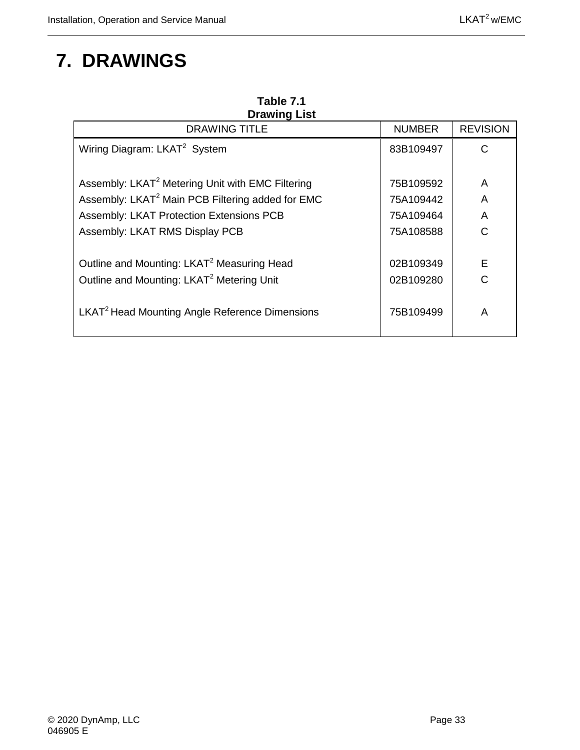# 7. DRAWINGS

**Table 7.1**
**Drawing List**

| DRAWING TITLE | NUMBER | REVISION |
|---|---|---|
| Wiring Diagram: $LKAT^2$ System | 83B109497 | C |
| Assembly: $LKAT^2$ Metering Unit with EMC Filtering | 75B109592 | A |
| Assembly: $LKAT^2$ Main PCB Filtering added for EMC | 75A109442 | A |
| Assembly: LKAT Protection Extensions PCB | 75A109464 | A |
| Assembly: LKAT RMS Display PCB | 75A108588 | C |
| Outline and Mounting: $LKAT^2$ Measuring Head | 02B109349 | E |
| Outline and Mounting: $LKAT^2$ Metering Unit | 02B109280 | C |
| $LKAT^2$ Head Mounting Angle Reference Dimensions | 75B109499 | A |